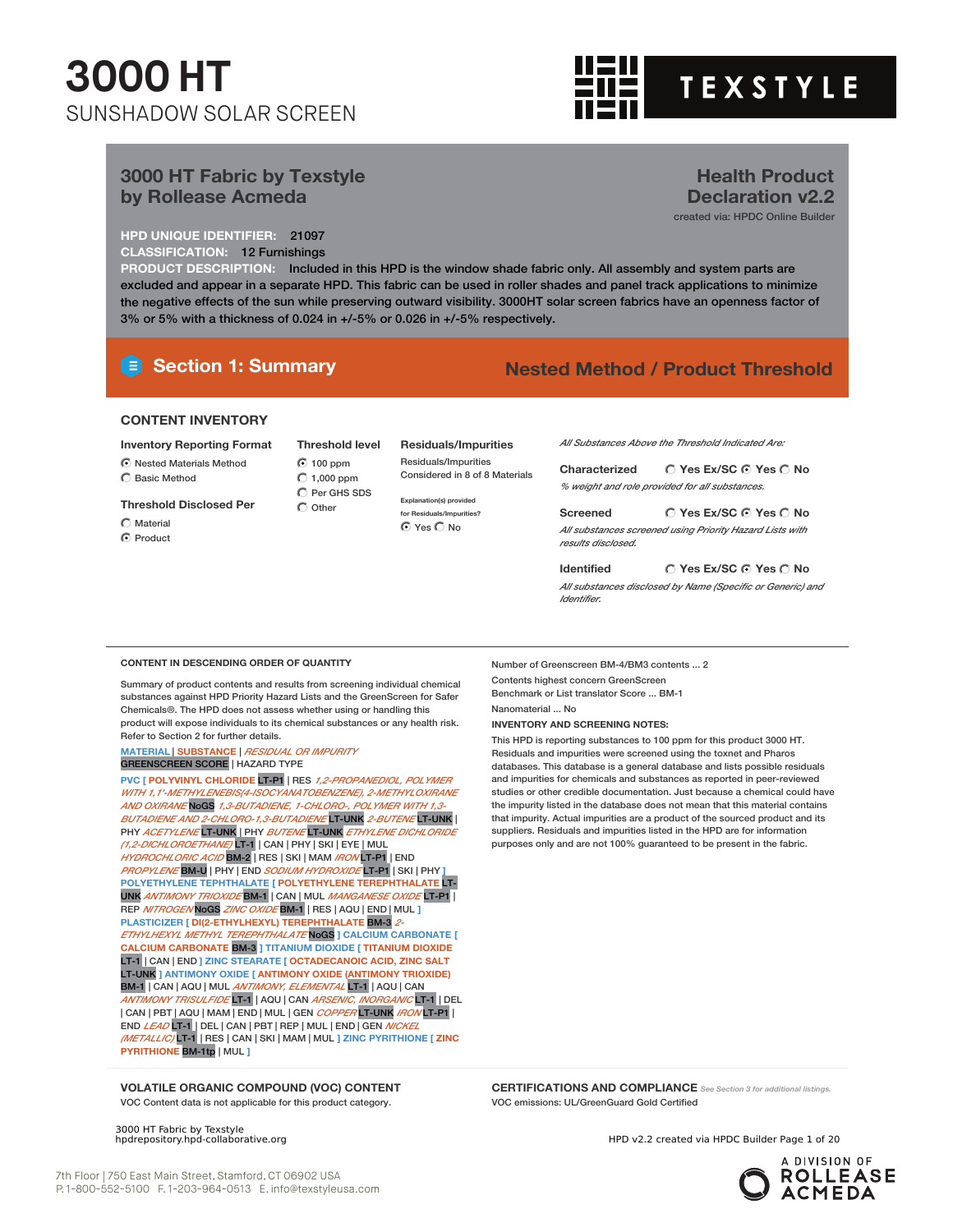# 3000 HT

SUNSHADOW SOLAR SCREEN

TEXSTYLE

## 3000 HT Fabric by Texstyle by Rollease Acmeda

**Health Product Declaration v2.2**

created via: HPDC Online Builder

**HPD UNIQUE IDENTIFIER:** 21097

**CLASSIFICATION:** 12 Furnishings

**PRODUCT DESCRIPTION:** Included in this HPD is the window shade fabric only. All assembly and system parts are excluded and appear in a separate HPD. This fabric can be used in roller shades and panel track applications to minimize the negative effects of the sun while preserving outward visibility. 3000HT solar screen fabrics have an openness factor of 3% or 5% with a thickness of 0.024 in +/-5% or 0.026 in +/-5% respectively.

## Section 1: Summary

**Nested Method / Product Threshold**

### CONTENT INVENTORY

**Inventory Reporting Format**
- (selected) Nested Materials Method
- Basic Method

**Threshold Disclosed Per**
- Material
- (selected) Product

**Threshold level**
- (selected) 100 ppm
- 1,000 ppm
- Per GHS SDS
- Other

**Residuals/Impurities**

Residuals/Impurities Considered in 8 of 8 Materials

Explanation(s) provided for Residuals/Impurities?
- (selected) Yes
- No

*All Substances Above the Threshold Indicated Are:*

**Characterized** — Yes Ex/SC / (selected) Yes / No

*% weight and role provided for all substances.*

**Screened** — Yes Ex/SC / (selected) Yes / No

*All substances screened using Priority Hazard Lists with results disclosed.*

**Identified** — Yes Ex/SC / (selected) Yes / No

*All substances disclosed by Name (Specific or Generic) and Identifier.*

### CONTENT IN DESCENDING ORDER OF QUANTITY

Summary of product contents and results from screening individual chemical substances against HPD Priority Hazard Lists and the GreenScreen for Safer Chemicals®. The HPD does not assess whether using or handling this product will expose individuals to its chemical substances or any health risk. Refer to Section 2 for further details.

MATERIAL | SUBSTANCE | *RESIDUAL OR IMPURITY*
GREENSCREEN SCORE | HAZARD TYPE

PVC [ POLYVINYL CHLORIDE LT-P1 | RES *1,2-PROPANEDIOL, POLYMER WITH 1,1'-METHYLENEBIS(4-ISOCYANATOBENZENE), 2-METHYLOXIRANE AND OXIRANE* NoGS *1,3-BUTADIENE, 1-CHLORO-, POLYMER WITH 1,3-BUTADIENE AND 2-CHLORO-1,3-BUTADIENE* LT-UNK *2-BUTENE* LT-UNK | PHY *ACETYLENE* LT-UNK | PHY *BUTENE* LT-UNK *ETHYLENE DICHLORIDE (1,2-DICHLOROETHANE)* LT-1 | CAN | PHY | SKI | EYE | MUL *HYDROCHLORIC ACID* BM-2 | RES | SKI | MAM *IRON* LT-P1 | END *PROPYLENE* BM-U | PHY | END *SODIUM HYDROXIDE* LT-P1 | SKI | PHY ] POLYETHYLENE TEPHTHALATE [ POLYETHYLENE TEREPHTHALATE LT-UNK *ANTIMONY TRIOXIDE* BM-1 | CAN | MUL *MANGANESE OXIDE* LT-P1 | REP *NITROGEN* NoGS *ZINC OXIDE* BM-1 | RES | AQU | END | MUL ] PLASTICIZER [ DI(2-ETHYLHEXYL) TEREPHTHALATE BM-3 *2-ETHYLHEXYL METHYL TEREPHTHALATE* NoGS ] CALCIUM CARBONATE [ CALCIUM CARBONATE BM-3 ] TITANIUM DIOXIDE [ TITANIUM DIOXIDE LT-1 | CAN | END ] ZINC STEARATE [ OCTADECANOIC ACID, ZINC SALT LT-UNK ] ANTIMONY OXIDE [ ANTIMONY OXIDE (ANTIMONY TRIOXIDE) BM-1 | CAN | AQU | MUL *ANTIMONY, ELEMENTAL* LT-1 | AQU | CAN *ANTIMONY TRISULFIDE* LT-1 | AQU | CAN *ARSENIC, INORGANIC* LT-1 | DEL | CAN | PBT | AQU | MAM | END | MUL | GEN *COPPER* LT-UNK *IRON* LT-P1 | END *LEAD* LT-1 | DEL | CAN | PBT | REP | MUL | END | GEN *NICKEL (METALLIC)* LT-1 | RES | CAN | SKI | MAM | MUL ] ZINC PYRITHIONE [ ZINC PYRITHIONE BM-1tp | MUL ]

Number of Greenscreen BM-4/BM3 contents ... 2

Contents highest concern GreenScreen Benchmark or List translator Score ... BM-1

Nanomaterial ... No

**INVENTORY AND SCREENING NOTES:**

This HPD is reporting substances to 100 ppm for this product 3000 HT. Residuals and impurities were screened using the toxnet and Pharos databases. This database is a general database and lists possible residuals and impurities for chemicals and substances as reported in peer-reviewed studies or other credible documentation. Just because a chemical could have that impurity listed in the database does not mean that this material contains that impurity. Actual impurities are a product of the sourced product and its suppliers. Residuals and impurities listed in the HPD are for information purposes only and are not 100% guaranteed to be present in the fabric.

### VOLATILE ORGANIC COMPOUND (VOC) CONTENT

VOC Content data is not applicable for this product category.

### CERTIFICATIONS AND COMPLIANCE

*See Section 3 for additional listings.*

VOC emissions: UL/GreenGuard Gold Certified

7th Floor | 750 East Main Street, Stamford, CT 06902 USA
P. 1-800-552-5100 F. 1-203-964-0513 E. info@texstyleusa.com

A DIVISION OF ROLLEASE ACMEDA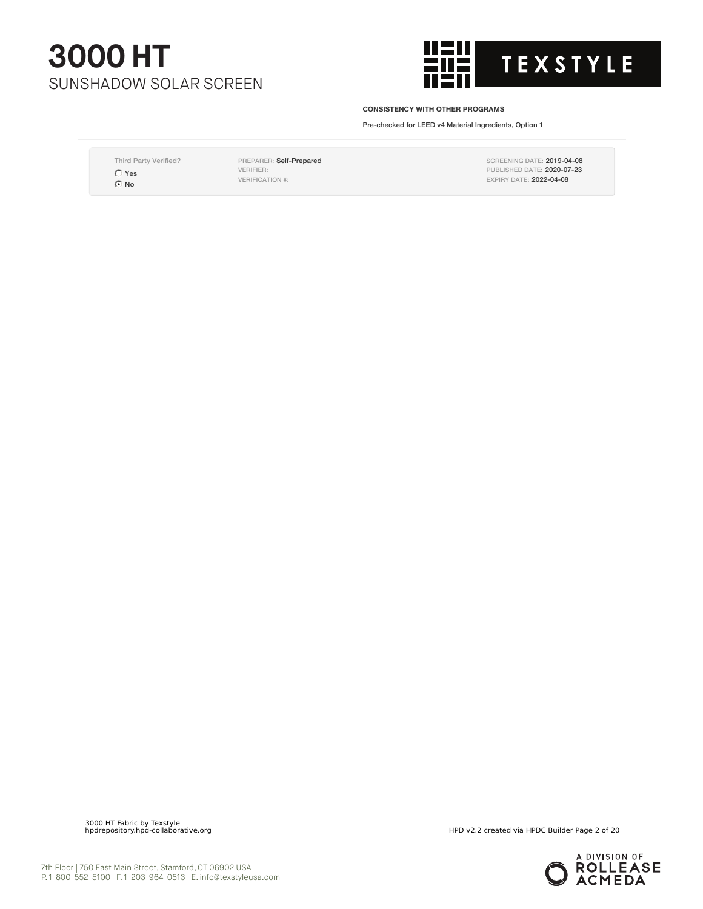**CONSISTENCY WITH OTHER PROGRAMS**

Pre-checked for LEED v4 Material Ingredients, Option 1

| Third Party Verified? | | |
|---|---|---|
| ○ Yes | PREPARER: Self-Prepared | SCREENING DATE: 2019-04-08 |
| ◉ No | VERIFIER: | PUBLISHED DATE: 2020-07-23 |
| | VERIFICATION #: | EXPIRY DATE: 2022-04-08 |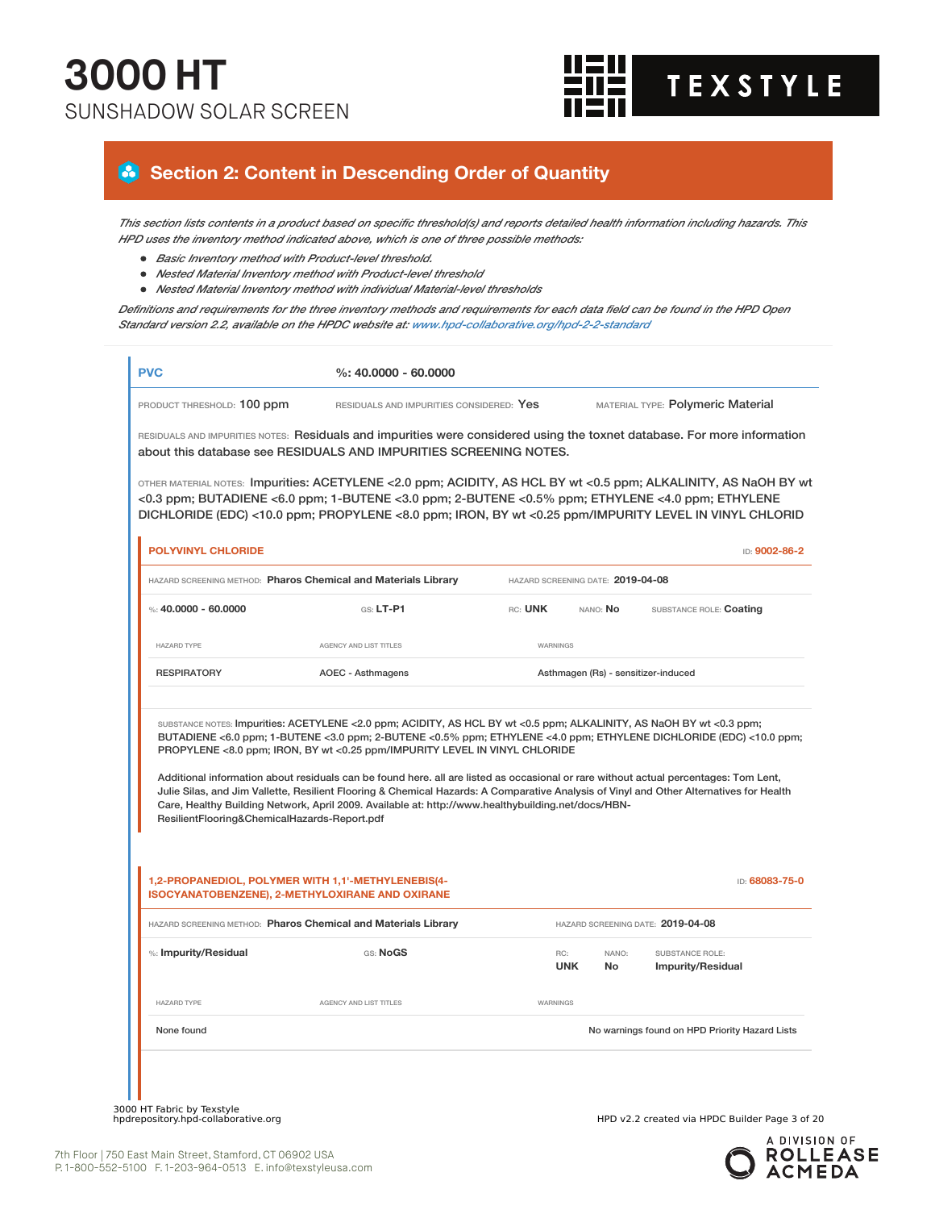## Section 2: Content in Descending Order of Quantity

*This section lists contents in a product based on specific threshold(s) and reports detailed health information including hazards. This HPD uses the inventory method indicated above, which is one of three possible methods:*

- *Basic Inventory method with Product-level threshold.*
- *Nested Material Inventory method with Product-level threshold*
- *Nested Material Inventory method with individual Material-level thresholds*

*Definitions and requirements for the three inventory methods and requirements for each data field can be found in the HPD Open Standard version 2.2, available on the HPDC website at: www.hpd-collaborative.org/hpd-2-2-standard*

### PVC

%: 40.0000 - 60.0000

PRODUCT THRESHOLD: 100 ppm

RESIDUALS AND IMPURITIES CONSIDERED: Yes

MATERIAL TYPE: Polymeric Material

RESIDUALS AND IMPURITIES NOTES: Residuals and impurities were considered using the toxnet database. For more information about this database see RESIDUALS AND IMPURITIES SCREENING NOTES.

OTHER MATERIAL NOTES: Impurities: ACETYLENE <2.0 ppm; ACIDITY, AS HCL BY wt <0.5 ppm; ALKALINITY, AS NaOH BY wt <0.3 ppm; BUTADIENE <6.0 ppm; 1-BUTENE <3.0 ppm; 2-BUTENE <0.5% ppm; ETHYLENE <4.0 ppm; ETHYLENE DICHLORIDE (EDC) <10.0 ppm; PROPYLENE <8.0 ppm; IRON, BY wt <0.25 ppm/IMPURITY LEVEL IN VINYL CHLORID

#### POLYVINYL CHLORIDE

ID: 9002-86-2

HAZARD SCREENING METHOD: Pharos Chemical and Materials Library

HAZARD SCREENING DATE: 2019-04-08

%: 40.0000 - 60.0000 | GS: LT-P1 | RC: UNK | NANO: No | SUBSTANCE ROLE: Coating

| HAZARD TYPE | AGENCY AND LIST TITLES | WARNINGS |
| --- | --- | --- |
| RESPIRATORY | AOEC - Asthmagens | Asthmagen (Rs) - sensitizer-induced |

SUBSTANCE NOTES: Impurities: ACETYLENE <2.0 ppm; ACIDITY, AS HCL BY wt <0.5 ppm; ALKALINITY, AS NaOH BY wt <0.3 ppm; BUTADIENE <6.0 ppm; 1-BUTENE <3.0 ppm; 2-BUTENE <0.5% ppm; ETHYLENE <4.0 ppm; ETHYLENE DICHLORIDE (EDC) <10.0 ppm; PROPYLENE <8.0 ppm; IRON, BY wt <0.25 ppm/IMPURITY LEVEL IN VINYL CHLORIDE

Additional information about residuals can be found here. all are listed as occasional or rare without actual percentages: Tom Lent, Julie Silas, and Jim Vallette, Resilient Flooring & Chemical Hazards: A Comparative Analysis of Vinyl and Other Alternatives for Health Care, Healthy Building Network, April 2009. Available at: http://www.healthybuilding.net/docs/HBN-ResilientFlooring&ChemicalHazards-Report.pdf

#### 1,2-PROPANEDIOL, POLYMER WITH 1,1'-METHYLENEBIS(4-ISOCYANATOBENZENE), 2-METHYLOXIRANE AND OXIRANE

ID: 68083-75-0

HAZARD SCREENING METHOD: Pharos Chemical and Materials Library

HAZARD SCREENING DATE: 2019-04-08

%: Impurity/Residual | GS: NoGS | RC: UNK | NANO: No | SUBSTANCE ROLE: Impurity/Residual

| HAZARD TYPE | AGENCY AND LIST TITLES | WARNINGS |
| --- | --- | --- |
| None found | | No warnings found on HPD Priority Hazard Lists |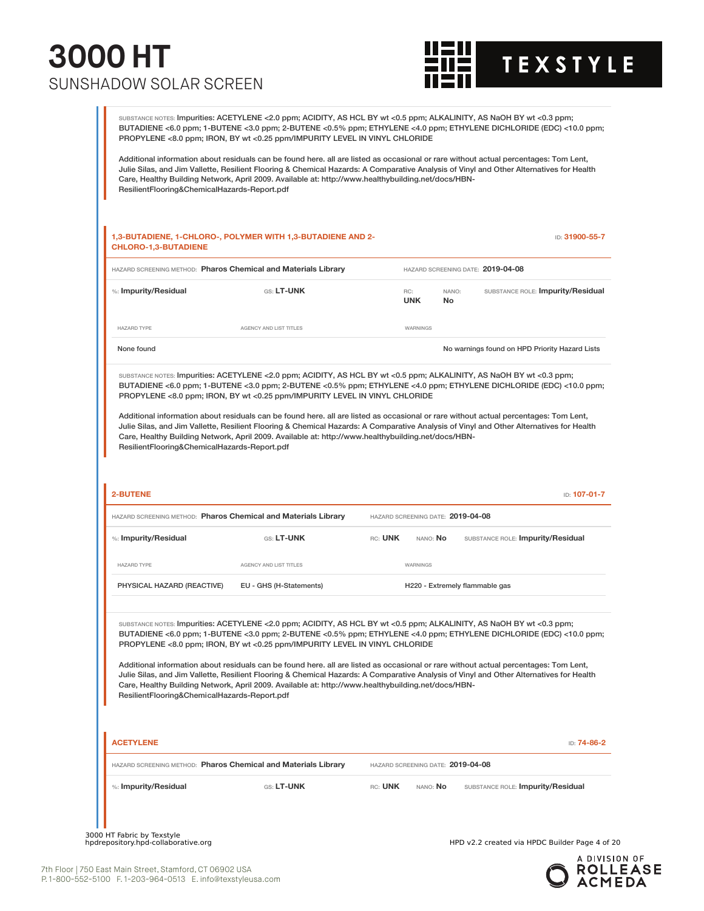SUBSTANCE NOTES: Impurities: ACETYLENE <2.0 ppm; ACIDITY, AS HCL BY wt <0.5 ppm; ALKALINITY, AS NaOH BY wt <0.3 ppm; BUTADIENE <6.0 ppm; 1-BUTENE <3.0 ppm; 2-BUTENE <0.5% ppm; ETHYLENE <4.0 ppm; ETHYLENE DICHLORIDE (EDC) <10.0 ppm; PROPYLENE <8.0 ppm; IRON, BY wt <0.25 ppm/IMPURITY LEVEL IN VINYL CHLORIDE

Additional information about residuals can be found here. all are listed as occasional or rare without actual percentages: Tom Lent, Julie Silas, and Jim Vallette, Resilient Flooring & Chemical Hazards: A Comparative Analysis of Vinyl and Other Alternatives for Health Care, Healthy Building Network, April 2009. Available at: http://www.healthybuilding.net/docs/HBN-ResilientFlooring&ChemicalHazards-Report.pdf

## 1,3-BUTADIENE, 1-CHLORO-, POLYMER WITH 1,3-BUTADIENE AND 2-CHLORO-1,3-BUTADIENE

ID: 31900-55-7

HAZARD SCREENING METHOD: **Pharos Chemical and Materials Library** HAZARD SCREENING DATE: **2019-04-08**

%: **Impurity/Residual** GS: **LT-UNK** RC: **UNK** NANO: **No** SUBSTANCE ROLE: **Impurity/Residual**

| HAZARD TYPE | AGENCY AND LIST TITLES | WARNINGS |
|---|---|---|
| None found | | No warnings found on HPD Priority Hazard Lists |

SUBSTANCE NOTES: Impurities: ACETYLENE <2.0 ppm; ACIDITY, AS HCL BY wt <0.5 ppm; ALKALINITY, AS NaOH BY wt <0.3 ppm; BUTADIENE <6.0 ppm; 1-BUTENE <3.0 ppm; 2-BUTENE <0.5% ppm; ETHYLENE <4.0 ppm; ETHYLENE DICHLORIDE (EDC) <10.0 ppm; PROPYLENE <8.0 ppm; IRON, BY wt <0.25 ppm/IMPURITY LEVEL IN VINYL CHLORIDE

Additional information about residuals can be found here. all are listed as occasional or rare without actual percentages: Tom Lent, Julie Silas, and Jim Vallette, Resilient Flooring & Chemical Hazards: A Comparative Analysis of Vinyl and Other Alternatives for Health Care, Healthy Building Network, April 2009. Available at: http://www.healthybuilding.net/docs/HBN-ResilientFlooring&ChemicalHazards-Report.pdf

## 2-BUTENE

ID: 107-01-7

HAZARD SCREENING METHOD: **Pharos Chemical and Materials Library** HAZARD SCREENING DATE: **2019-04-08**

%: **Impurity/Residual** GS: **LT-UNK** RC: **UNK** NANO: **No** SUBSTANCE ROLE: **Impurity/Residual**

| HAZARD TYPE | AGENCY AND LIST TITLES | WARNINGS |
|---|---|---|
| PHYSICAL HAZARD (REACTIVE) | EU - GHS (H-Statements) | H220 - Extremely flammable gas |

SUBSTANCE NOTES: Impurities: ACETYLENE <2.0 ppm; ACIDITY, AS HCL BY wt <0.5 ppm; ALKALINITY, AS NaOH BY wt <0.3 ppm; BUTADIENE <6.0 ppm; 1-BUTENE <3.0 ppm; 2-BUTENE <0.5% ppm; ETHYLENE <4.0 ppm; ETHYLENE DICHLORIDE (EDC) <10.0 ppm; PROPYLENE <8.0 ppm; IRON, BY wt <0.25 ppm/IMPURITY LEVEL IN VINYL CHLORIDE

Additional information about residuals can be found here. all are listed as occasional or rare without actual percentages: Tom Lent, Julie Silas, and Jim Vallette, Resilient Flooring & Chemical Hazards: A Comparative Analysis of Vinyl and Other Alternatives for Health Care, Healthy Building Network, April 2009. Available at: http://www.healthybuilding.net/docs/HBN-ResilientFlooring&ChemicalHazards-Report.pdf

## ACETYLENE

ID: 74-86-2

HAZARD SCREENING METHOD: **Pharos Chemical and Materials Library** HAZARD SCREENING DATE: **2019-04-08**

%: **Impurity/Residual** GS: **LT-UNK** RC: **UNK** NANO: **No** SUBSTANCE ROLE: **Impurity/Residual**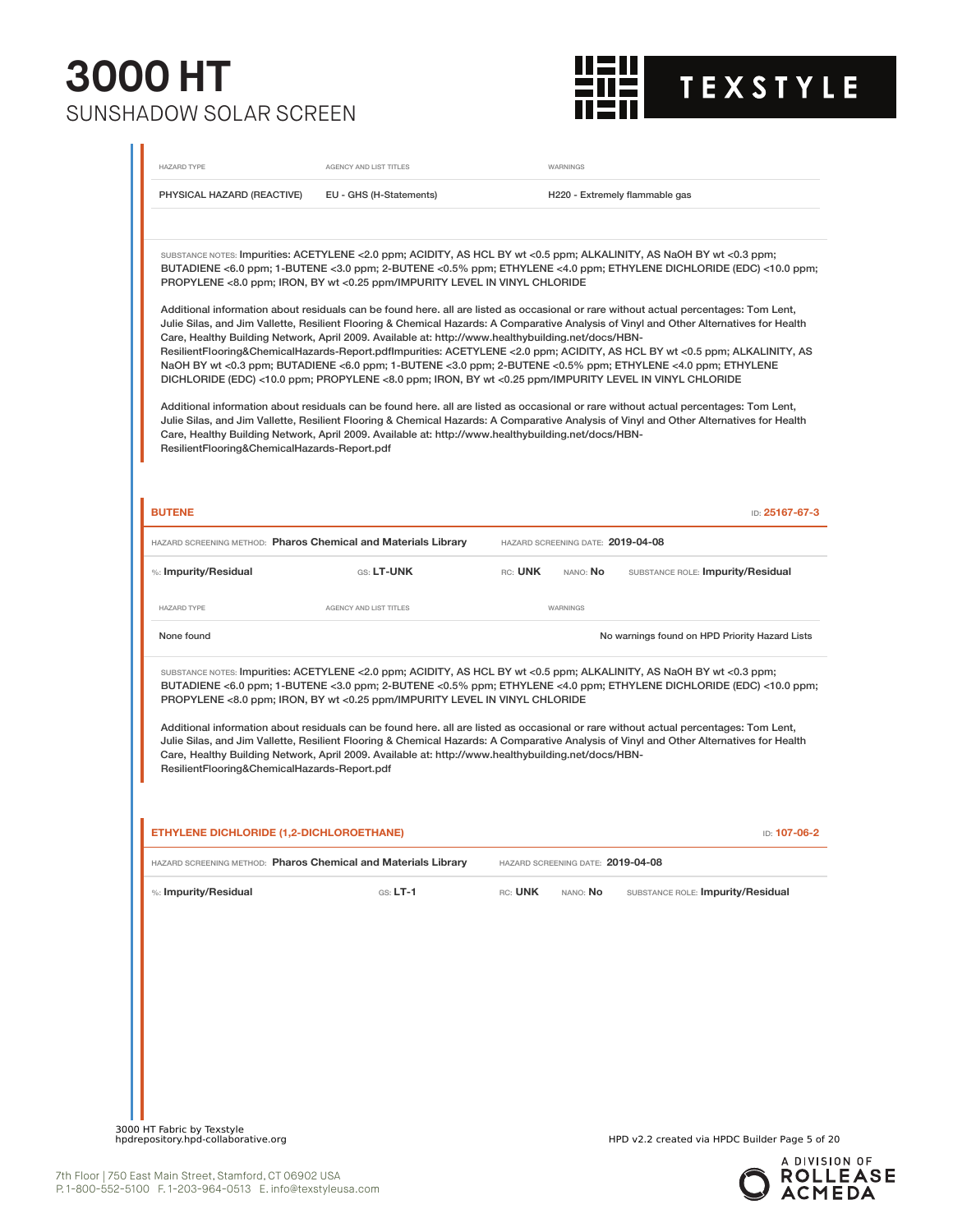| HAZARD TYPE | AGENCY AND LIST TITLES | WARNINGS |
|---|---|---|
| PHYSICAL HAZARD (REACTIVE) | EU - GHS (H-Statements) | H220 - Extremely flammable gas |

SUBSTANCE NOTES: Impurities: ACETYLENE <2.0 ppm; ACIDITY, AS HCL BY wt <0.5 ppm; ALKALINITY, AS NaOH BY wt <0.3 ppm; BUTADIENE <6.0 ppm; 1-BUTENE <3.0 ppm; 2-BUTENE <0.5% ppm; ETHYLENE <4.0 ppm; ETHYLENE DICHLORIDE (EDC) <10.0 ppm; PROPYLENE <8.0 ppm; IRON, BY wt <0.25 ppm/IMPURITY LEVEL IN VINYL CHLORIDE

Additional information about residuals can be found here. all are listed as occasional or rare without actual percentages: Tom Lent, Julie Silas, and Jim Vallette, Resilient Flooring & Chemical Hazards: A Comparative Analysis of Vinyl and Other Alternatives for Health Care, Healthy Building Network, April 2009. Available at: http://www.healthybuilding.net/docs/HBN-ResilientFlooring&ChemicalHazards-Report.pdfImpurities: ACETYLENE <2.0 ppm; ACIDITY, AS HCL BY wt <0.5 ppm; ALKALINITY, AS NaOH BY wt <0.3 ppm; BUTADIENE <6.0 ppm; 1-BUTENE <3.0 ppm; 2-BUTENE <0.5% ppm; ETHYLENE <4.0 ppm; ETHYLENE DICHLORIDE (EDC) <10.0 ppm; PROPYLENE <8.0 ppm; IRON, BY wt <0.25 ppm/IMPURITY LEVEL IN VINYL CHLORIDE

Additional information about residuals can be found here. all are listed as occasional or rare without actual percentages: Tom Lent, Julie Silas, and Jim Vallette, Resilient Flooring & Chemical Hazards: A Comparative Analysis of Vinyl and Other Alternatives for Health Care, Healthy Building Network, April 2009. Available at: http://www.healthybuilding.net/docs/HBN-ResilientFlooring&ChemicalHazards-Report.pdf

## BUTENE

ID: 25167-67-3

HAZARD SCREENING METHOD: **Pharos Chemical and Materials Library** HAZARD SCREENING DATE: **2019-04-08**

%: **Impurity/Residual** GS: **LT-UNK** RC: **UNK** NANO: **No** SUBSTANCE ROLE: **Impurity/Residual**

| HAZARD TYPE | AGENCY AND LIST TITLES | WARNINGS |
|---|---|---|
| None found | | No warnings found on HPD Priority Hazard Lists |

SUBSTANCE NOTES: Impurities: ACETYLENE <2.0 ppm; ACIDITY, AS HCL BY wt <0.5 ppm; ALKALINITY, AS NaOH BY wt <0.3 ppm; BUTADIENE <6.0 ppm; 1-BUTENE <3.0 ppm; 2-BUTENE <0.5% ppm; ETHYLENE <4.0 ppm; ETHYLENE DICHLORIDE (EDC) <10.0 ppm; PROPYLENE <8.0 ppm; IRON, BY wt <0.25 ppm/IMPURITY LEVEL IN VINYL CHLORIDE

Additional information about residuals can be found here. all are listed as occasional or rare without actual percentages: Tom Lent, Julie Silas, and Jim Vallette, Resilient Flooring & Chemical Hazards: A Comparative Analysis of Vinyl and Other Alternatives for Health Care, Healthy Building Network, April 2009. Available at: http://www.healthybuilding.net/docs/HBN-ResilientFlooring&ChemicalHazards-Report.pdf

## ETHYLENE DICHLORIDE (1,2-DICHLOROETHANE)

ID: 107-06-2

HAZARD SCREENING METHOD: **Pharos Chemical and Materials Library** HAZARD SCREENING DATE: **2019-04-08**

%: **Impurity/Residual** GS: **LT-1** RC: **UNK** NANO: **No** SUBSTANCE ROLE: **Impurity/Residual**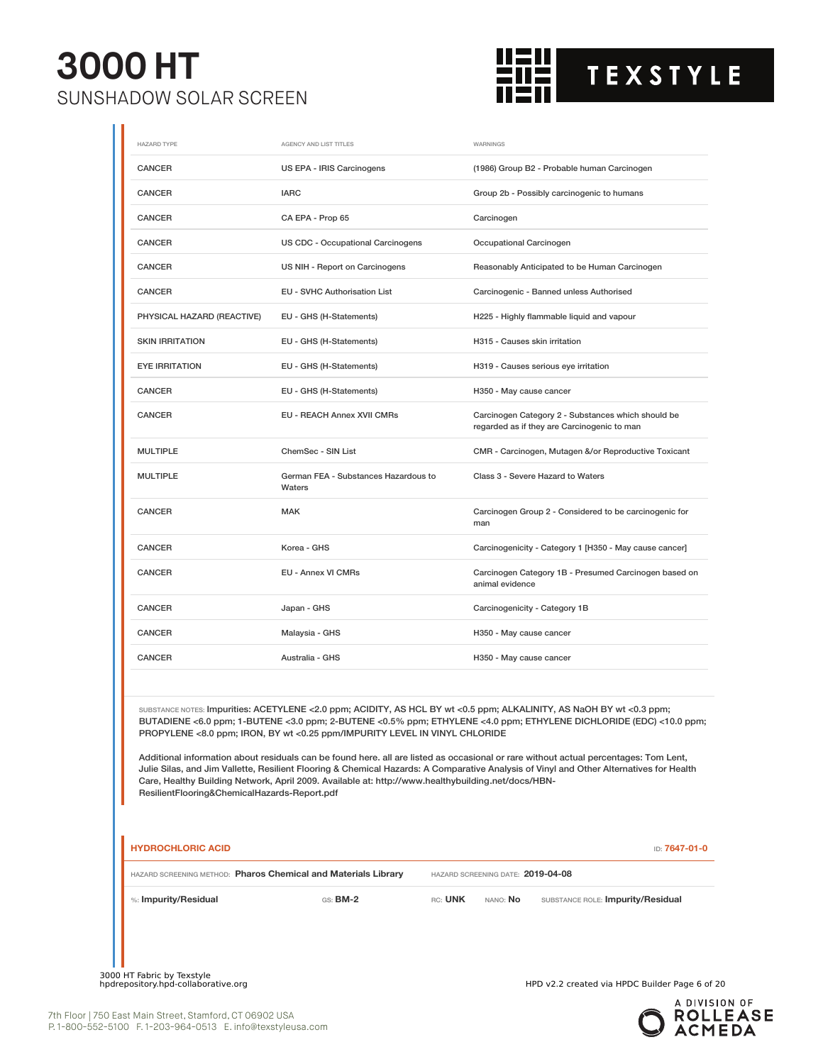# 3000 HT

SUNSHADOW SOLAR SCREEN

| HAZARD TYPE | AGENCY AND LIST TITLES | WARNINGS |
|---|---|---|
| CANCER | US EPA - IRIS Carcinogens | (1986) Group B2 - Probable human Carcinogen |
| CANCER | IARC | Group 2b - Possibly carcinogenic to humans |
| CANCER | CA EPA - Prop 65 | Carcinogen |
| CANCER | US CDC - Occupational Carcinogens | Occupational Carcinogen |
| CANCER | US NIH - Report on Carcinogens | Reasonably Anticipated to be Human Carcinogen |
| CANCER | EU - SVHC Authorisation List | Carcinogenic - Banned unless Authorised |
| PHYSICAL HAZARD (REACTIVE) | EU - GHS (H-Statements) | H225 - Highly flammable liquid and vapour |
| SKIN IRRITATION | EU - GHS (H-Statements) | H315 - Causes skin irritation |
| EYE IRRITATION | EU - GHS (H-Statements) | H319 - Causes serious eye irritation |
| CANCER | EU - GHS (H-Statements) | H350 - May cause cancer |
| CANCER | EU - REACH Annex XVII CMRs | Carcinogen Category 2 - Substances which should be regarded as if they are Carcinogenic to man |
| MULTIPLE | ChemSec - SIN List | CMR - Carcinogen, Mutagen &/or Reproductive Toxicant |
| MULTIPLE | German FEA - Substances Hazardous to Waters | Class 3 - Severe Hazard to Waters |
| CANCER | MAK | Carcinogen Group 2 - Considered to be carcinogenic for man |
| CANCER | Korea - GHS | Carcinogenicity - Category 1 [H350 - May cause cancer] |
| CANCER | EU - Annex VI CMRs | Carcinogen Category 1B - Presumed Carcinogen based on animal evidence |
| CANCER | Japan - GHS | Carcinogenicity - Category 1B |
| CANCER | Malaysia - GHS | H350 - May cause cancer |
| CANCER | Australia - GHS | H350 - May cause cancer |

SUBSTANCE NOTES: Impurities: ACETYLENE <2.0 ppm; ACIDITY, AS HCL BY wt <0.5 ppm; ALKALINITY, AS NaOH BY wt <0.3 ppm; BUTADIENE <6.0 ppm; 1-BUTENE <3.0 ppm; 2-BUTENE <0.5% ppm; ETHYLENE <4.0 ppm; ETHYLENE DICHLORIDE (EDC) <10.0 ppm; PROPYLENE <8.0 ppm; IRON, BY wt <0.25 ppm/IMPURITY LEVEL IN VINYL CHLORIDE

Additional information about residuals can be found here. all are listed as occasional or rare without actual percentages: Tom Lent, Julie Silas, and Jim Vallette, Resilient Flooring & Chemical Hazards: A Comparative Analysis of Vinyl and Other Alternatives for Health Care, Healthy Building Network, April 2009. Available at: http://www.healthybuilding.net/docs/HBN-ResilientFlooring&ChemicalHazards-Report.pdf

## HYDROCHLORIC ACID

ID: 7647-01-0

HAZARD SCREENING METHOD: **Pharos Chemical and Materials Library** HAZARD SCREENING DATE: **2019-04-08**

%: **Impurity/Residual** GS: **BM-2** RC: **UNK** NANO: **No** SUBSTANCE ROLE: **Impurity/Residual**

7th Floor | 750 East Main Street, Stamford, CT 06902 USA
P. 1-800-552-5100 F. 1-203-964-0513 E. info@texstyleusa.com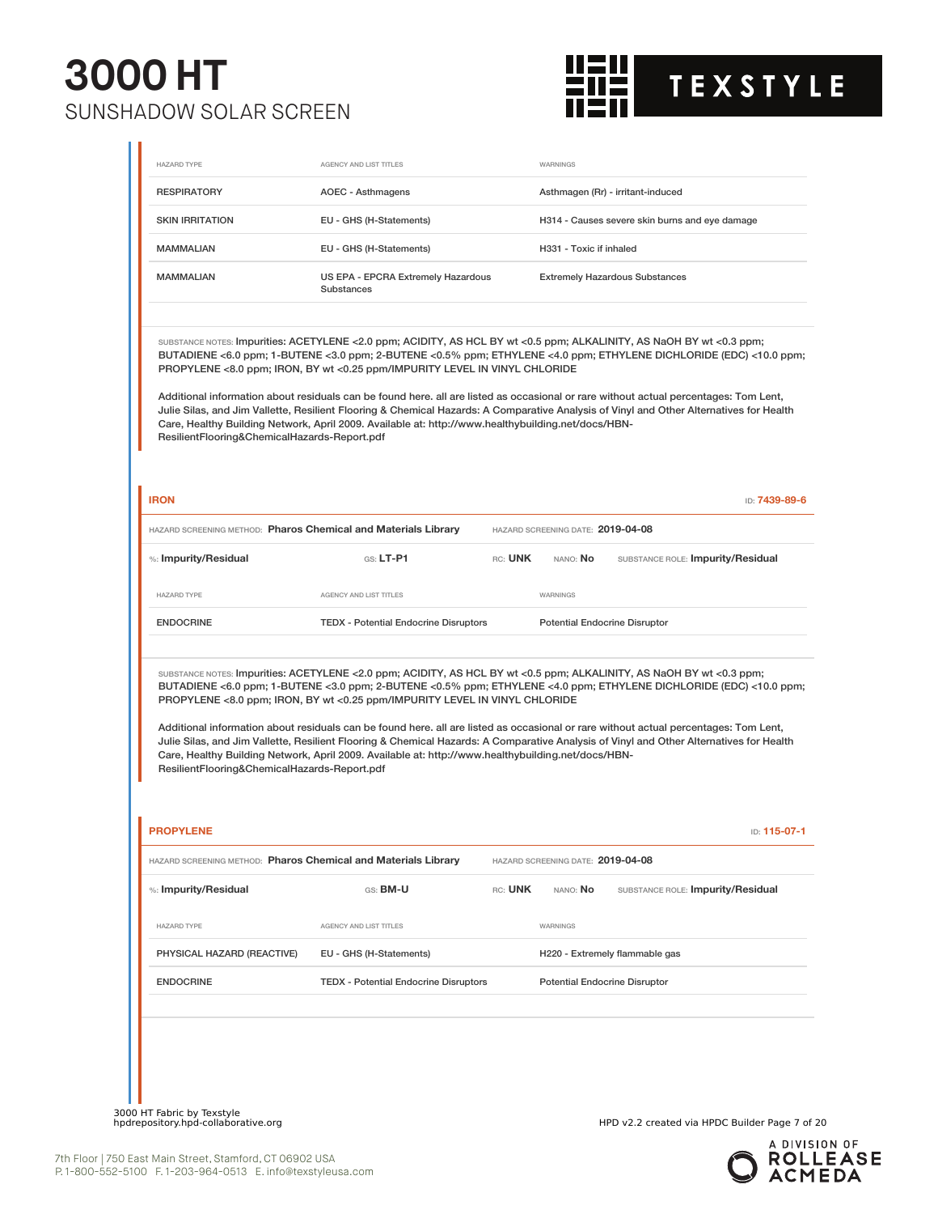| HAZARD TYPE | AGENCY AND LIST TITLES | WARNINGS |
|---|---|---|
| RESPIRATORY | AOEC - Asthmagens | Asthmagen (Rr) - irritant-induced |
| SKIN IRRITATION | EU - GHS (H-Statements) | H314 - Causes severe skin burns and eye damage |
| MAMMALIAN | EU - GHS (H-Statements) | H331 - Toxic if inhaled |
| MAMMALIAN | US EPA - EPCRA Extremely Hazardous Substances | Extremely Hazardous Substances |

SUBSTANCE NOTES: Impurities: ACETYLENE <2.0 ppm; ACIDITY, AS HCL BY wt <0.5 ppm; ALKALINITY, AS NaOH BY wt <0.3 ppm; BUTADIENE <6.0 ppm; 1-BUTENE <3.0 ppm; 2-BUTENE <0.5% ppm; ETHYLENE <4.0 ppm; ETHYLENE DICHLORIDE (EDC) <10.0 ppm; PROPYLENE <8.0 ppm; IRON, BY wt <0.25 ppm/IMPURITY LEVEL IN VINYL CHLORIDE

Additional information about residuals can be found here. all are listed as occasional or rare without actual percentages: Tom Lent, Julie Silas, and Jim Vallette, Resilient Flooring & Chemical Hazards: A Comparative Analysis of Vinyl and Other Alternatives for Health Care, Healthy Building Network, April 2009. Available at: http://www.healthybuilding.net/docs/HBN-ResilientFlooring&ChemicalHazards-Report.pdf

## IRON

ID: **7439-89-6**

HAZARD SCREENING METHOD: **Pharos Chemical and Materials Library** HAZARD SCREENING DATE: **2019-04-08**

%: **Impurity/Residual** GS: **LT-P1** RC: **UNK** NANO: **No** SUBSTANCE ROLE: **Impurity/Residual**

| HAZARD TYPE | AGENCY AND LIST TITLES | WARNINGS |
|---|---|---|
| ENDOCRINE | TEDX - Potential Endocrine Disruptors | Potential Endocrine Disruptor |

SUBSTANCE NOTES: Impurities: ACETYLENE <2.0 ppm; ACIDITY, AS HCL BY wt <0.5 ppm; ALKALINITY, AS NaOH BY wt <0.3 ppm; BUTADIENE <6.0 ppm; 1-BUTENE <3.0 ppm; 2-BUTENE <0.5% ppm; ETHYLENE <4.0 ppm; ETHYLENE DICHLORIDE (EDC) <10.0 ppm; PROPYLENE <8.0 ppm; IRON, BY wt <0.25 ppm/IMPURITY LEVEL IN VINYL CHLORIDE

Additional information about residuals can be found here. all are listed as occasional or rare without actual percentages: Tom Lent, Julie Silas, and Jim Vallette, Resilient Flooring & Chemical Hazards: A Comparative Analysis of Vinyl and Other Alternatives for Health Care, Healthy Building Network, April 2009. Available at: http://www.healthybuilding.net/docs/HBN-ResilientFlooring&ChemicalHazards-Report.pdf

## PROPYLENE

ID: **115-07-1**

HAZARD SCREENING METHOD: **Pharos Chemical and Materials Library** HAZARD SCREENING DATE: **2019-04-08**

%: **Impurity/Residual** GS: **BM-U** RC: **UNK** NANO: **No** SUBSTANCE ROLE: **Impurity/Residual**

| HAZARD TYPE | AGENCY AND LIST TITLES | WARNINGS |
|---|---|---|
| PHYSICAL HAZARD (REACTIVE) | EU - GHS (H-Statements) | H220 - Extremely flammable gas |
| ENDOCRINE | TEDX - Potential Endocrine Disruptors | Potential Endocrine Disruptor |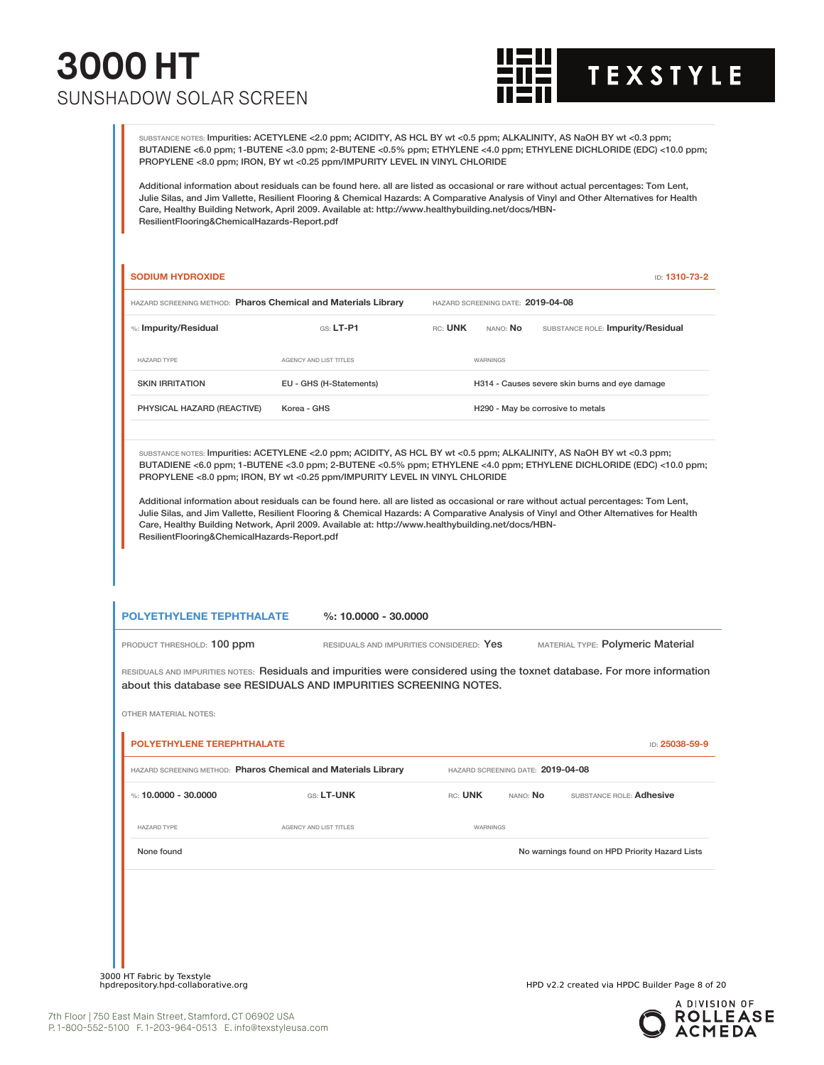SUBSTANCE NOTES: Impurities: ACETYLENE <2.0 ppm; ACIDITY, AS HCL BY wt <0.5 ppm; ALKALINITY, AS NaOH BY wt <0.3 ppm; BUTADIENE <6.0 ppm; 1-BUTENE <3.0 ppm; 2-BUTENE <0.5% ppm; ETHYLENE <4.0 ppm; ETHYLENE DICHLORIDE (EDC) <10.0 ppm; PROPYLENE <8.0 ppm; IRON, BY wt <0.25 ppm/IMPURITY LEVEL IN VINYL CHLORIDE

Additional information about residuals can be found here. all are listed as occasional or rare without actual percentages: Tom Lent, Julie Silas, and Jim Vallette, Resilient Flooring & Chemical Hazards: A Comparative Analysis of Vinyl and Other Alternatives for Health Care, Healthy Building Network, April 2009. Available at: http://www.healthybuilding.net/docs/HBN-ResilientFlooring&ChemicalHazards-Report.pdf

### SODIUM HYDROXIDE

ID: 1310-73-2

HAZARD SCREENING METHOD: **Pharos Chemical and Materials Library** HAZARD SCREENING DATE: **2019-04-08**

%: **Impurity/Residual** GS: **LT-P1** RC: **UNK** NANO: **No** SUBSTANCE ROLE: **Impurity/Residual**

| HAZARD TYPE | AGENCY AND LIST TITLES | WARNINGS |
|---|---|---|
| SKIN IRRITATION | EU - GHS (H-Statements) | H314 - Causes severe skin burns and eye damage |
| PHYSICAL HAZARD (REACTIVE) | Korea - GHS | H290 - May be corrosive to metals |

SUBSTANCE NOTES: Impurities: ACETYLENE <2.0 ppm; ACIDITY, AS HCL BY wt <0.5 ppm; ALKALINITY, AS NaOH BY wt <0.3 ppm; BUTADIENE <6.0 ppm; 1-BUTENE <3.0 ppm; 2-BUTENE <0.5% ppm; ETHYLENE <4.0 ppm; ETHYLENE DICHLORIDE (EDC) <10.0 ppm; PROPYLENE <8.0 ppm; IRON, BY wt <0.25 ppm/IMPURITY LEVEL IN VINYL CHLORIDE

Additional information about residuals can be found here. all are listed as occasional or rare without actual percentages: Tom Lent, Julie Silas, and Jim Vallette, Resilient Flooring & Chemical Hazards: A Comparative Analysis of Vinyl and Other Alternatives for Health Care, Healthy Building Network, April 2009. Available at: http://www.healthybuilding.net/docs/HBN-ResilientFlooring&ChemicalHazards-Report.pdf

## POLYETHYLENE TEPHTHALATE

%: 10.0000 - 30.0000

PRODUCT THRESHOLD: **100 ppm** RESIDUALS AND IMPURITIES CONSIDERED: **Yes** MATERIAL TYPE: **Polymeric Material**

RESIDUALS AND IMPURITIES NOTES: Residuals and impurities were considered using the toxnet database. For more information about this database see RESIDUALS AND IMPURITIES SCREENING NOTES.

OTHER MATERIAL NOTES:

### POLYETHYLENE TEREPHTHALATE

ID: 25038-59-9

HAZARD SCREENING METHOD: **Pharos Chemical and Materials Library** HAZARD SCREENING DATE: **2019-04-08**

%: **10.0000 - 30.0000** GS: **LT-UNK** RC: **UNK** NANO: **No** SUBSTANCE ROLE: **Adhesive**

| HAZARD TYPE | AGENCY AND LIST TITLES | WARNINGS |
|---|---|---|
| None found | | No warnings found on HPD Priority Hazard Lists |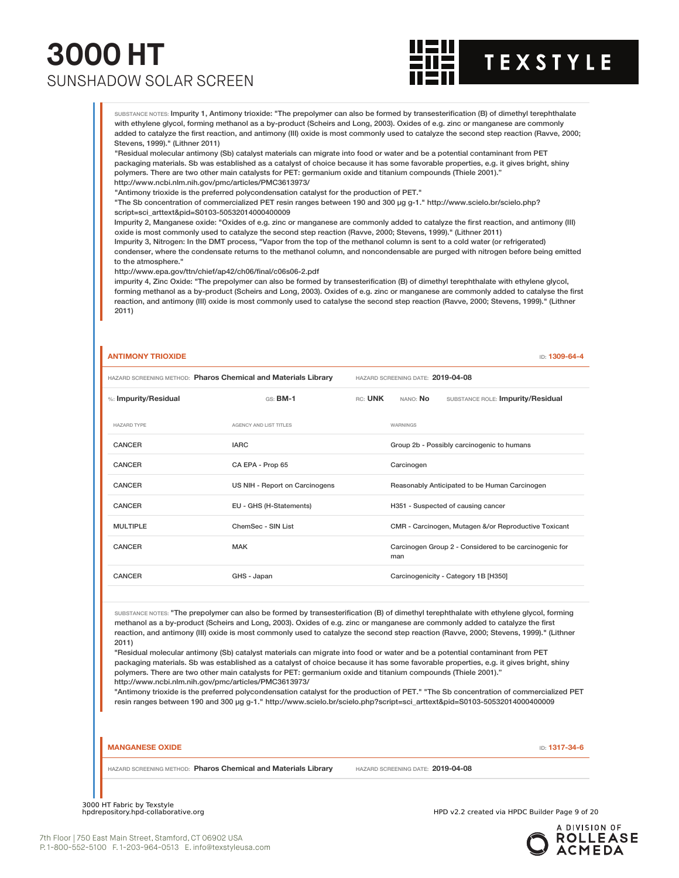SUBSTANCE NOTES: Impurity 1, Antimony trioxide: "The prepolymer can also be formed by transesterification (B) of dimethyl terephthalate with ethylene glycol, forming methanol as a by-product (Scheirs and Long, 2003). Oxides of e.g. zinc or manganese are commonly added to catalyze the first reaction, and antimony (III) oxide is most commonly used to catalyze the second step reaction (Ravve, 2000; Stevens, 1999)." (Lithner 2011)
"Residual molecular antimony (Sb) catalyst materials can migrate into food or water and be a potential contaminant from PET packaging materials. Sb was established as a catalyst of choice because it has some favorable properties, e.g. it gives bright, shiny polymers. There are two other main catalysts for PET: germanium oxide and titanium compounds (Thiele 2001)."
http://www.ncbi.nlm.nih.gov/pmc/articles/PMC3613973/
"Antimony trioxide is the preferred polycondensation catalyst for the production of PET."
"The Sb concentration of commercialized PET resin ranges between 190 and 300 µg g-1." http://www.scielo.br/scielo.php?script=sci_arttext&pid=S0103-50532014000400009
Impurity 2, Manganese oxide: "Oxides of e.g. zinc or manganese are commonly added to catalyze the first reaction, and antimony (III) oxide is most commonly used to catalyze the second step reaction (Ravve, 2000; Stevens, 1999)." (Lithner 2011)
Impurity 3, Nitrogen: In the DMT process, "Vapor from the top of the methanol column is sent to a cold water (or refrigerated) condenser, where the condensate returns to the methanol column, and noncondensable are purged with nitrogen before being emitted to the atmosphere."
http://www.epa.gov/ttn/chief/ap42/ch06/final/c06s06-2.pdf
impurity 4, Zinc Oxide: "The prepolymer can also be formed by transesterification (B) of dimethyl terephthalate with ethylene glycol, forming methanol as a by-product (Scheirs and Long, 2003). Oxides of e.g. zinc or manganese are commonly added to catalyse the first reaction, and antimony (III) oxide is most commonly used to catalyse the second step reaction (Ravve, 2000; Stevens, 1999)." (Lithner 2011)

## ANTIMONY TRIOXIDE

ID: 1309-64-4

HAZARD SCREENING METHOD: **Pharos Chemical and Materials Library** HAZARD SCREENING DATE: **2019-04-08**

%: **Impurity/Residual** GS: **BM-1** RC: **UNK** NANO: **No** SUBSTANCE ROLE: **Impurity/Residual**

| HAZARD TYPE | AGENCY AND LIST TITLES | WARNINGS |
|---|---|---|
| CANCER | IARC | Group 2b - Possibly carcinogenic to humans |
| CANCER | CA EPA - Prop 65 | Carcinogen |
| CANCER | US NIH - Report on Carcinogens | Reasonably Anticipated to be Human Carcinogen |
| CANCER | EU - GHS (H-Statements) | H351 - Suspected of causing cancer |
| MULTIPLE | ChemSec - SIN List | CMR - Carcinogen, Mutagen &/or Reproductive Toxicant |
| CANCER | MAK | Carcinogen Group 2 - Considered to be carcinogenic for man |
| CANCER | GHS - Japan | Carcinogenicity - Category 1B [H350] |

SUBSTANCE NOTES: "The prepolymer can also be formed by transesterification (B) of dimethyl terephthalate with ethylene glycol, forming methanol as a by-product (Scheirs and Long, 2003). Oxides of e.g. zinc or manganese are commonly added to catalyze the first reaction, and antimony (III) oxide is most commonly used to catalyze the second step reaction (Ravve, 2000; Stevens, 1999)." (Lithner 2011)
"Residual molecular antimony (Sb) catalyst materials can migrate into food or water and be a potential contaminant from PET packaging materials. Sb was established as a catalyst of choice because it has some favorable properties, e.g. it gives bright, shiny polymers. There are two other main catalysts for PET: germanium oxide and titanium compounds (Thiele 2001)."
http://www.ncbi.nlm.nih.gov/pmc/articles/PMC3613973/
"Antimony trioxide is the preferred polycondensation catalyst for the production of PET." "The Sb concentration of commercialized PET resin ranges between 190 and 300 µg g-1." http://www.scielo.br/scielo.php?script=sci_arttext&pid=S0103-50532014000400009

## MANGANESE OXIDE

ID: 1317-34-6

HAZARD SCREENING METHOD: **Pharos Chemical and Materials Library** HAZARD SCREENING DATE: **2019-04-08**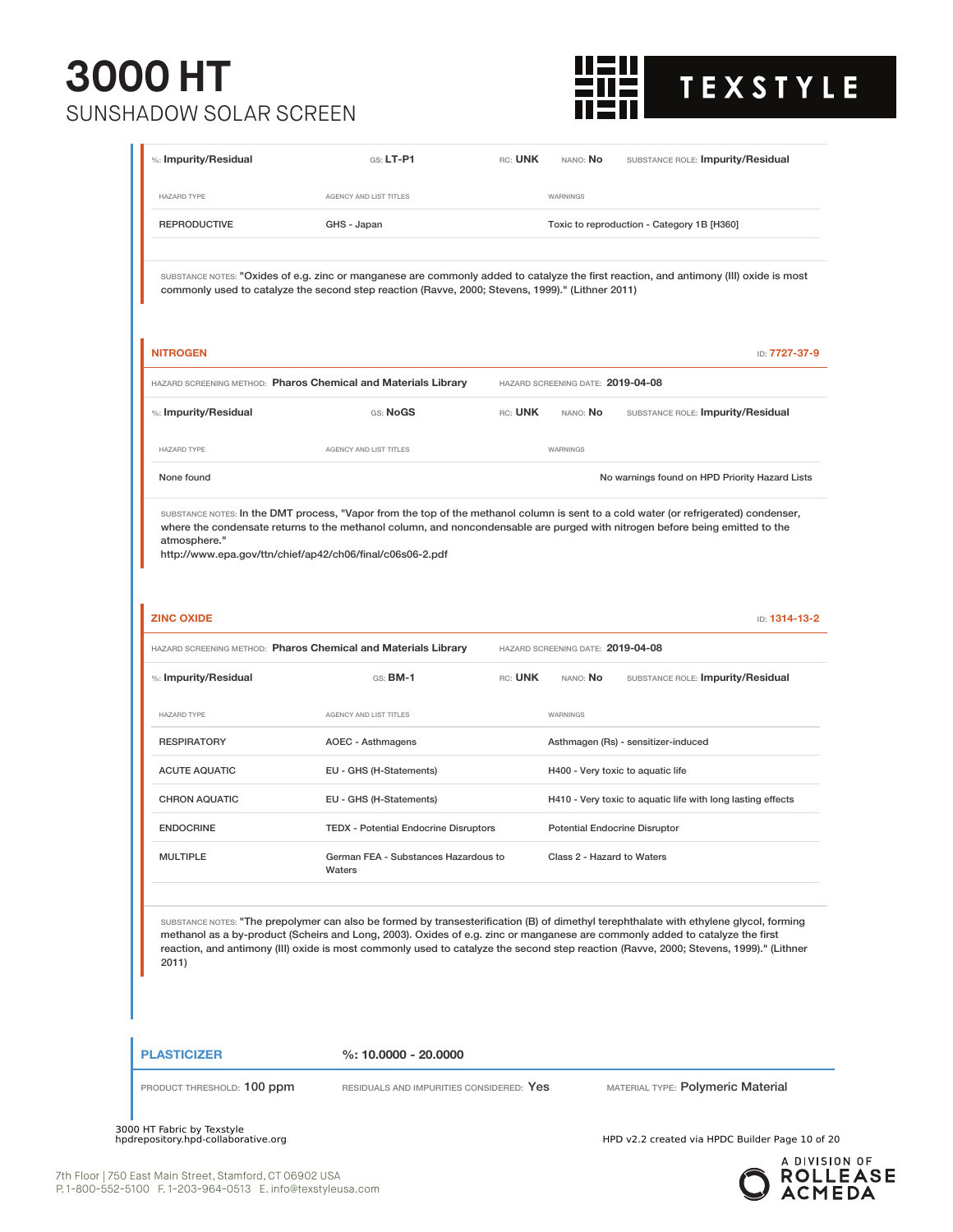%: **Impurity/Residual** GS: **LT-P1** RC: **UNK** NANO: **No** SUBSTANCE ROLE: **Impurity/Residual**

| HAZARD TYPE | AGENCY AND LIST TITLES | WARNINGS |
|---|---|---|
| REPRODUCTIVE | GHS - Japan | Toxic to reproduction - Category 1B [H360] |

SUBSTANCE NOTES: "Oxides of e.g. zinc or manganese are commonly added to catalyze the first reaction, and antimony (III) oxide is most commonly used to catalyze the second step reaction (Ravve, 2000; Stevens, 1999)." (Lithner 2011)

### NITROGEN

ID: **7727-37-9**

HAZARD SCREENING METHOD: **Pharos Chemical and Materials Library** HAZARD SCREENING DATE: **2019-04-08**

%: **Impurity/Residual** GS: **NoGS** RC: **UNK** NANO: **No** SUBSTANCE ROLE: **Impurity/Residual**

| HAZARD TYPE | AGENCY AND LIST TITLES | WARNINGS |
|---|---|---|
| None found | | No warnings found on HPD Priority Hazard Lists |

SUBSTANCE NOTES: In the DMT process, "Vapor from the top of the methanol column is sent to a cold water (or refrigerated) condenser, where the condensate returns to the methanol column, and noncondensable are purged with nitrogen before being emitted to the atmosphere."
http://www.epa.gov/ttn/chief/ap42/ch06/final/c06s06-2.pdf

### ZINC OXIDE

ID: **1314-13-2**

HAZARD SCREENING METHOD: **Pharos Chemical and Materials Library** HAZARD SCREENING DATE: **2019-04-08**

%: **Impurity/Residual** GS: **BM-1** RC: **UNK** NANO: **No** SUBSTANCE ROLE: **Impurity/Residual**

| HAZARD TYPE | AGENCY AND LIST TITLES | WARNINGS |
|---|---|---|
| RESPIRATORY | AOEC - Asthmagens | Asthmagen (Rs) - sensitizer-induced |
| ACUTE AQUATIC | EU - GHS (H-Statements) | H400 - Very toxic to aquatic life |
| CHRON AQUATIC | EU - GHS (H-Statements) | H410 - Very toxic to aquatic life with long lasting effects |
| ENDOCRINE | TEDX - Potential Endocrine Disruptors | Potential Endocrine Disruptor |
| MULTIPLE | German FEA - Substances Hazardous to Waters | Class 2 - Hazard to Waters |

SUBSTANCE NOTES: "The prepolymer can also be formed by transesterification (B) of dimethyl terephthalate with ethylene glycol, forming methanol as a by-product (Scheirs and Long, 2003). Oxides of e.g. zinc or manganese are commonly added to catalyze the first reaction, and antimony (III) oxide is most commonly used to catalyze the second step reaction (Ravve, 2000; Stevens, 1999)." (Lithner 2011)

## PLASTICIZER

%: **10.0000 - 20.0000**

PRODUCT THRESHOLD: **100 ppm** RESIDUALS AND IMPURITIES CONSIDERED: **Yes** MATERIAL TYPE: **Polymeric Material**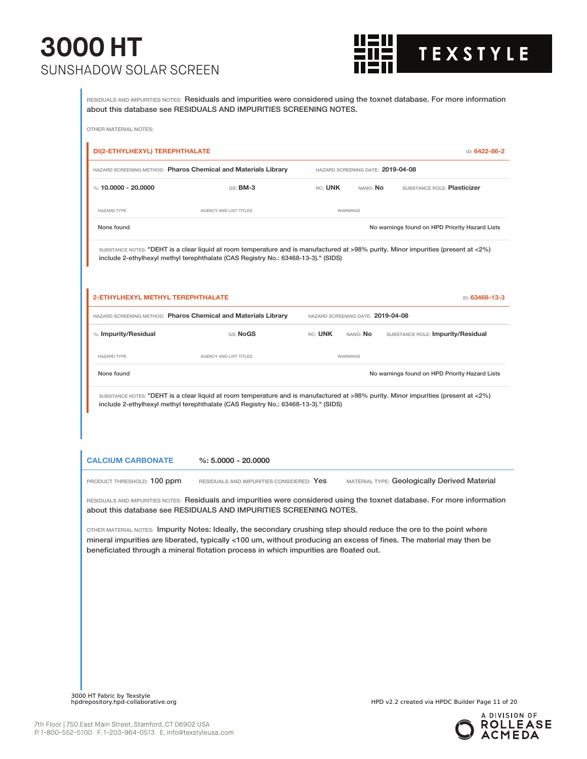RESIDUALS AND IMPURITIES NOTES: Residuals and impurities were considered using the toxnet database. For more information about this database see RESIDUALS AND IMPURITIES SCREENING NOTES.

OTHER MATERIAL NOTES:

### DI(2-ETHYLHEXYL) TEREPHTHALATE

ID: 6422-86-2

HAZARD SCREENING METHOD: **Pharos Chemical and Materials Library** HAZARD SCREENING DATE: **2019-04-08**

%: **10.0000 - 20.0000** GS: **BM-3** RC: **UNK** NANO: **No** SUBSTANCE ROLE: **Plasticizer**

| HAZARD TYPE | AGENCY AND LIST TITLES | WARNINGS |
|---|---|---|
| None found | | No warnings found on HPD Priority Hazard Lists |

SUBSTANCE NOTES: "DEHT is a clear liquid at room temperature and is manufactured at >98% purity. Minor impurities (present at <2%) include 2-ethylhexyl methyl terephthalate (CAS Registry No.: 63468-13-3)." (SIDS)

### 2-ETHYLHEXYL METHYL TEREPHTHALATE

ID: 63468-13-3

HAZARD SCREENING METHOD: **Pharos Chemical and Materials Library** HAZARD SCREENING DATE: **2019-04-08**

%: **Impurity/Residual** GS: **NoGS** RC: **UNK** NANO: **No** SUBSTANCE ROLE: **Impurity/Residual**

| HAZARD TYPE | AGENCY AND LIST TITLES | WARNINGS |
|---|---|---|
| None found | | No warnings found on HPD Priority Hazard Lists |

SUBSTANCE NOTES: "DEHT is a clear liquid at room temperature and is manufactured at >98% purity. Minor impurities (present at <2%) include 2-ethylhexyl methyl terephthalate (CAS Registry No.: 63468-13-3)." (SIDS)

## CALCIUM CARBONATE

%: **5.0000 - 20.0000**

PRODUCT THRESHOLD: 100 ppm RESIDUALS AND IMPURITIES CONSIDERED: Yes MATERIAL TYPE: Geologically Derived Material

RESIDUALS AND IMPURITIES NOTES: Residuals and impurities were considered using the toxnet database. For more information about this database see RESIDUALS AND IMPURITIES SCREENING NOTES.

OTHER MATERIAL NOTES: Impurity Notes: Ideally, the secondary crushing step should reduce the ore to the point where mineral impurities are liberated, typically <100 um, without producing an excess of fines. The material may then be beneficiated through a mineral flotation process in which impurities are floated out.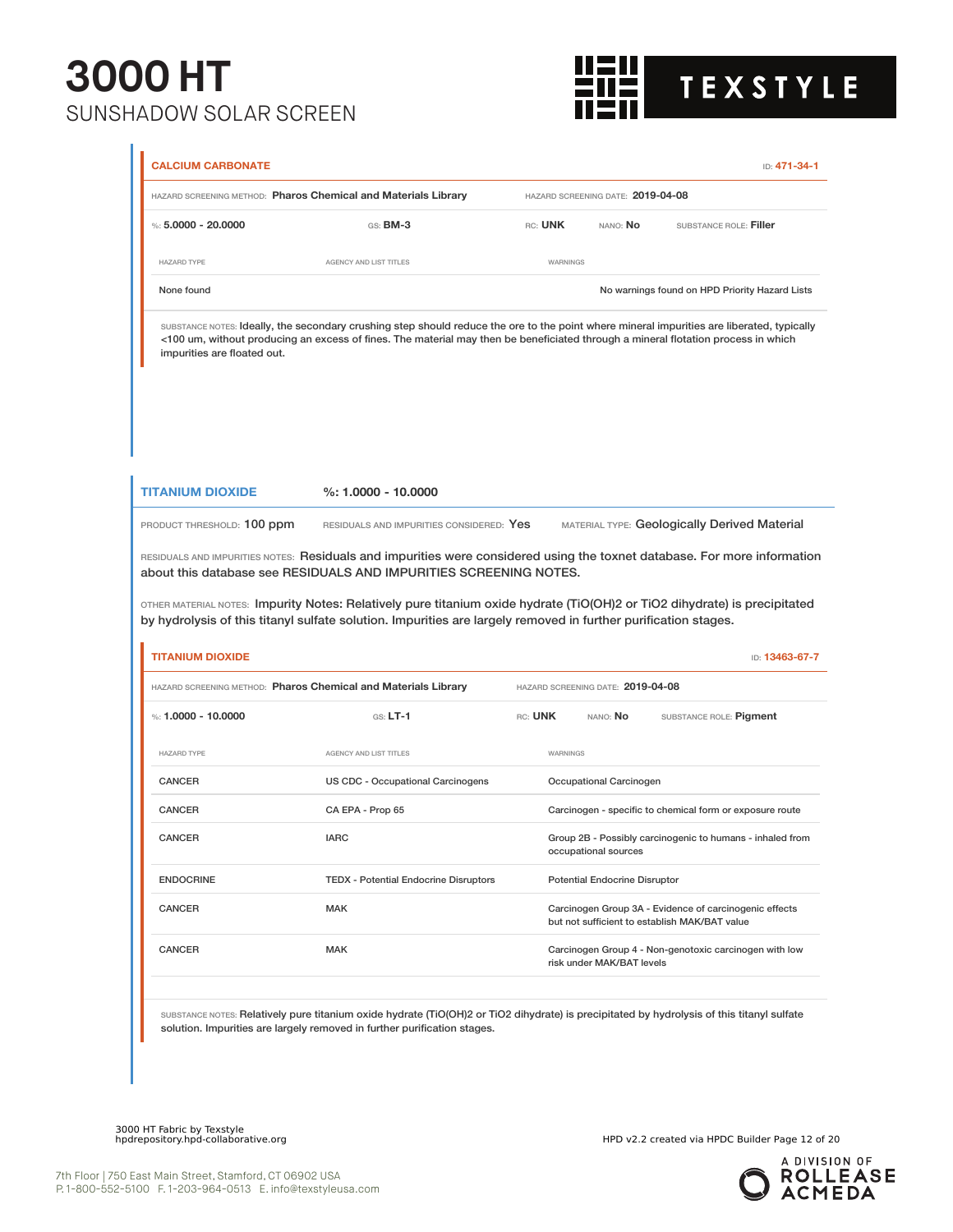### CALCIUM CARBONATE

ID: 471-34-1

HAZARD SCREENING METHOD: **Pharos Chemical and Materials Library** HAZARD SCREENING DATE: **2019-04-08**

%: **5.0000 - 20.0000** GS: **BM-3** RC: **UNK** NANO: **No** SUBSTANCE ROLE: **Filler**

| HAZARD TYPE | AGENCY AND LIST TITLES | WARNINGS |
|---|---|---|
| None found | | No warnings found on HPD Priority Hazard Lists |

SUBSTANCE NOTES: Ideally, the secondary crushing step should reduce the ore to the point where mineral impurities are liberated, typically <100 um, without producing an excess of fines. The material may then be beneficiated through a mineral flotation process in which impurities are floated out.

## TITANIUM DIOXIDE

%: **1.0000 - 10.0000**

PRODUCT THRESHOLD: 100 ppm RESIDUALS AND IMPURITIES CONSIDERED: Yes MATERIAL TYPE: Geologically Derived Material

RESIDUALS AND IMPURITIES NOTES: Residuals and impurities were considered using the toxnet database. For more information about this database see RESIDUALS AND IMPURITIES SCREENING NOTES.

OTHER MATERIAL NOTES: Impurity Notes: Relatively pure titanium oxide hydrate (TiO(OH)2 or TiO2 dihydrate) is precipitated by hydrolysis of this titanyl sulfate solution. Impurities are largely removed in further purification stages.

### TITANIUM DIOXIDE

ID: 13463-67-7

HAZARD SCREENING METHOD: **Pharos Chemical and Materials Library** HAZARD SCREENING DATE: **2019-04-08**

%: **1.0000 - 10.0000** GS: **LT-1** RC: **UNK** NANO: **No** SUBSTANCE ROLE: **Pigment**

| HAZARD TYPE | AGENCY AND LIST TITLES | WARNINGS |
|---|---|---|
| CANCER | US CDC - Occupational Carcinogens | Occupational Carcinogen |
| CANCER | CA EPA - Prop 65 | Carcinogen - specific to chemical form or exposure route |
| CANCER | IARC | Group 2B - Possibly carcinogenic to humans - inhaled from occupational sources |
| ENDOCRINE | TEDX - Potential Endocrine Disruptors | Potential Endocrine Disruptor |
| CANCER | MAK | Carcinogen Group 3A - Evidence of carcinogenic effects but not sufficient to establish MAK/BAT value |
| CANCER | MAK | Carcinogen Group 4 - Non-genotoxic carcinogen with low risk under MAK/BAT levels |

SUBSTANCE NOTES: Relatively pure titanium oxide hydrate (TiO(OH)2 or TiO2 dihydrate) is precipitated by hydrolysis of this titanyl sulfate solution. Impurities are largely removed in further purification stages.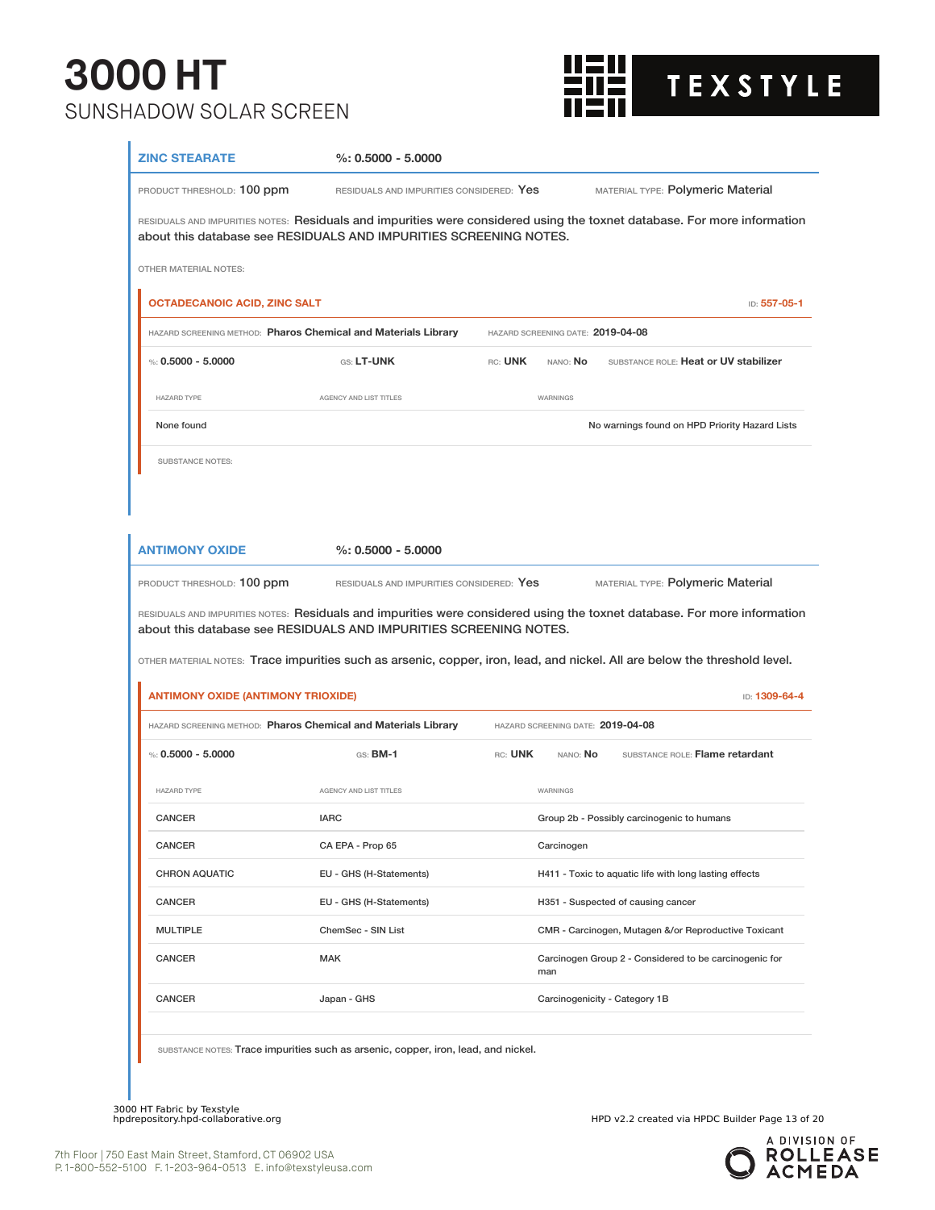## ZINC STEARATE

%: 0.5000 - 5.0000

PRODUCT THRESHOLD: 100 ppm  RESIDUALS AND IMPURITIES CONSIDERED: Yes  MATERIAL TYPE: Polymeric Material

RESIDUALS AND IMPURITIES NOTES: Residuals and impurities were considered using the toxnet database. For more information about this database see RESIDUALS AND IMPURITIES SCREENING NOTES.

OTHER MATERIAL NOTES:

### OCTADECANOIC ACID, ZINC SALT

ID: 557-05-1

HAZARD SCREENING METHOD: Pharos Chemical and Materials Library  HAZARD SCREENING DATE: 2019-04-08

%: 0.5000 - 5.0000  GS: LT-UNK  RC: UNK  NANO: No  SUBSTANCE ROLE: Heat or UV stabilizer

| HAZARD TYPE | AGENCY AND LIST TITLES | WARNINGS |
|---|---|---|
| None found | | No warnings found on HPD Priority Hazard Lists |

SUBSTANCE NOTES:

## ANTIMONY OXIDE

%: 0.5000 - 5.0000

PRODUCT THRESHOLD: 100 ppm  RESIDUALS AND IMPURITIES CONSIDERED: Yes  MATERIAL TYPE: Polymeric Material

RESIDUALS AND IMPURITIES NOTES: Residuals and impurities were considered using the toxnet database. For more information about this database see RESIDUALS AND IMPURITIES SCREENING NOTES.

OTHER MATERIAL NOTES: Trace impurities such as arsenic, copper, iron, lead, and nickel. All are below the threshold level.

### ANTIMONY OXIDE (ANTIMONY TRIOXIDE)

ID: 1309-64-4

HAZARD SCREENING METHOD: Pharos Chemical and Materials Library  HAZARD SCREENING DATE: 2019-04-08

%: 0.5000 - 5.0000  GS: BM-1  RC: UNK  NANO: No  SUBSTANCE ROLE: Flame retardant

| HAZARD TYPE | AGENCY AND LIST TITLES | WARNINGS |
|---|---|---|
| CANCER | IARC | Group 2b - Possibly carcinogenic to humans |
| CANCER | CA EPA - Prop 65 | Carcinogen |
| CHRON AQUATIC | EU - GHS (H-Statements) | H411 - Toxic to aquatic life with long lasting effects |
| CANCER | EU - GHS (H-Statements) | H351 - Suspected of causing cancer |
| MULTIPLE | ChemSec - SIN List | CMR - Carcinogen, Mutagen &/or Reproductive Toxicant |
| CANCER | MAK | Carcinogen Group 2 - Considered to be carcinogenic for man |
| CANCER | Japan - GHS | Carcinogenicity - Category 1B |

SUBSTANCE NOTES: Trace impurities such as arsenic, copper, iron, lead, and nickel.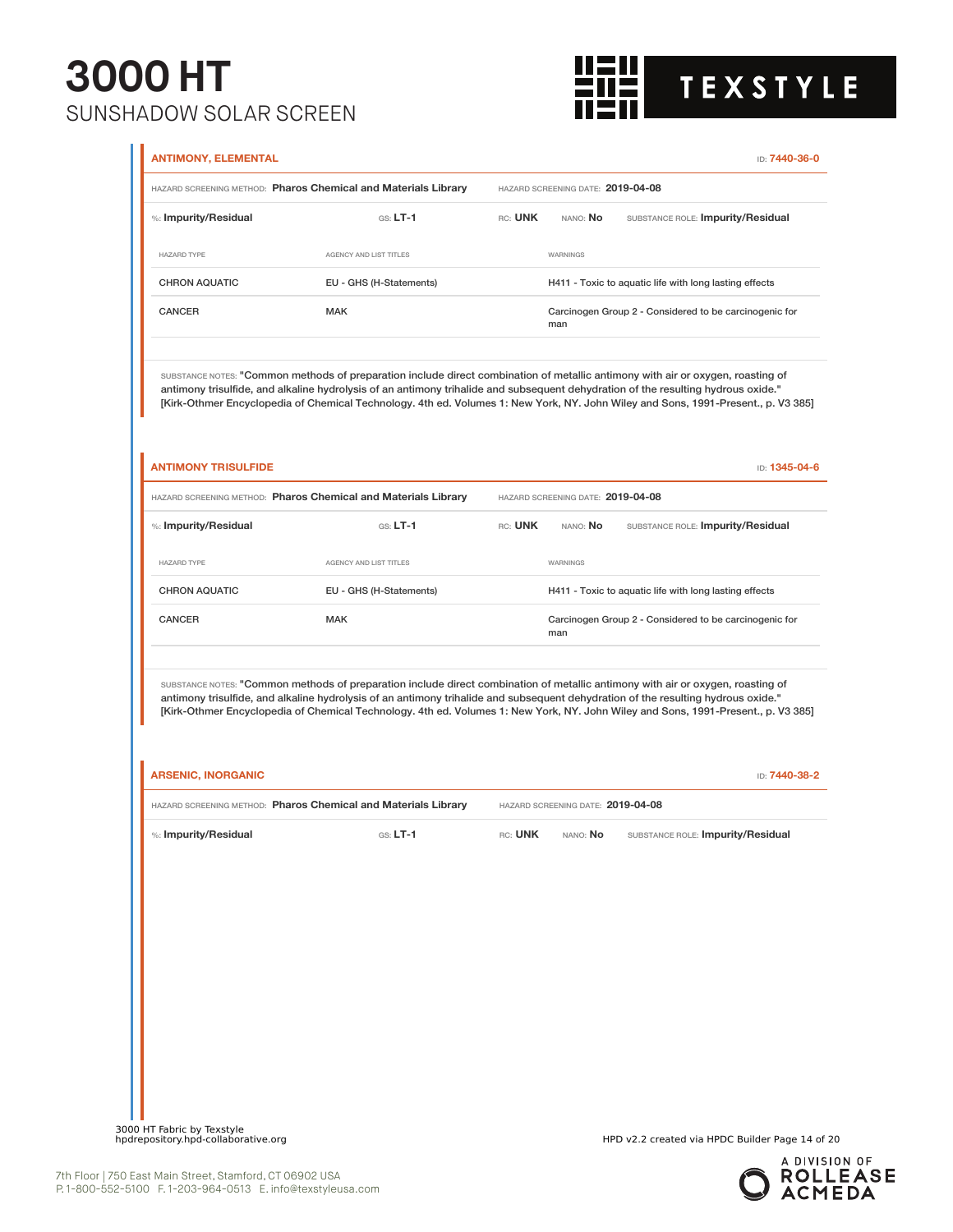## ANTIMONY, ELEMENTAL

ID: 7440-36-0

HAZARD SCREENING METHOD: **Pharos Chemical and Materials Library** HAZARD SCREENING DATE: **2019-04-08**

%: **Impurity/Residual** GS: **LT-1** RC: **UNK** NANO: **No** SUBSTANCE ROLE: **Impurity/Residual**

| HAZARD TYPE | AGENCY AND LIST TITLES | WARNINGS |
| --- | --- | --- |
| CHRON AQUATIC | EU - GHS (H-Statements) | H411 - Toxic to aquatic life with long lasting effects |
| CANCER | MAK | Carcinogen Group 2 - Considered to be carcinogenic for man |

SUBSTANCE NOTES: "Common methods of preparation include direct combination of metallic antimony with air or oxygen, roasting of antimony trisulfide, and alkaline hydrolysis of an antimony trihalide and subsequent dehydration of the resulting hydrous oxide." [Kirk-Othmer Encyclopedia of Chemical Technology. 4th ed. Volumes 1: New York, NY. John Wiley and Sons, 1991-Present., p. V3 385]

## ANTIMONY TRISULFIDE

ID: 1345-04-6

HAZARD SCREENING METHOD: **Pharos Chemical and Materials Library** HAZARD SCREENING DATE: **2019-04-08**

%: **Impurity/Residual** GS: **LT-1** RC: **UNK** NANO: **No** SUBSTANCE ROLE: **Impurity/Residual**

| HAZARD TYPE | AGENCY AND LIST TITLES | WARNINGS |
| --- | --- | --- |
| CHRON AQUATIC | EU - GHS (H-Statements) | H411 - Toxic to aquatic life with long lasting effects |
| CANCER | MAK | Carcinogen Group 2 - Considered to be carcinogenic for man |

SUBSTANCE NOTES: "Common methods of preparation include direct combination of metallic antimony with air or oxygen, roasting of antimony trisulfide, and alkaline hydrolysis of an antimony trihalide and subsequent dehydration of the resulting hydrous oxide." [Kirk-Othmer Encyclopedia of Chemical Technology. 4th ed. Volumes 1: New York, NY. John Wiley and Sons, 1991-Present., p. V3 385]

## ARSENIC, INORGANIC

ID: 7440-38-2

HAZARD SCREENING METHOD: **Pharos Chemical and Materials Library** HAZARD SCREENING DATE: **2019-04-08**

%: **Impurity/Residual** GS: **LT-1** RC: **UNK** NANO: **No** SUBSTANCE ROLE: **Impurity/Residual**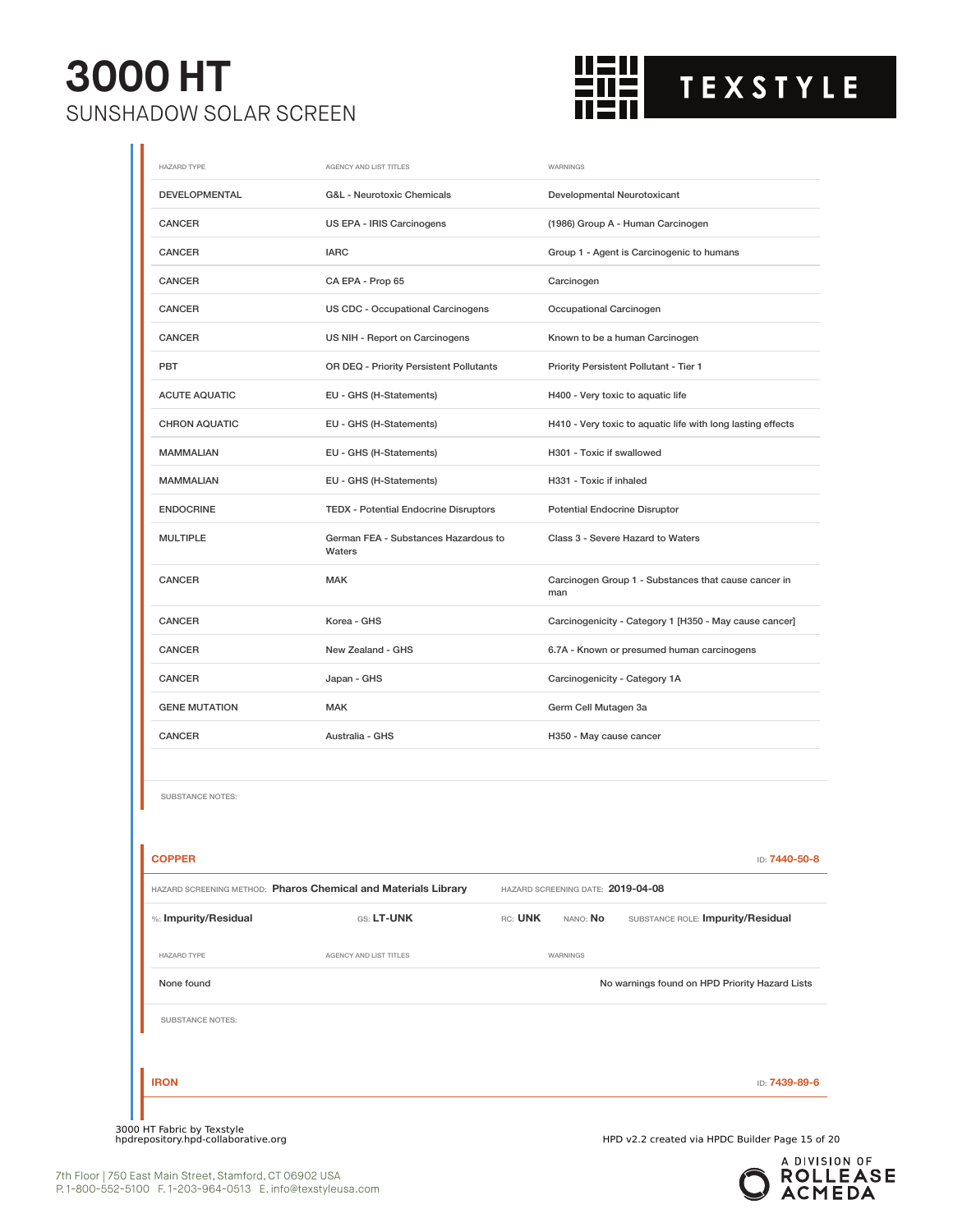| HAZARD TYPE | AGENCY AND LIST TITLES | WARNINGS |
|---|---|---|
| DEVELOPMENTAL | G&L - Neurotoxic Chemicals | Developmental Neurotoxicant |
| CANCER | US EPA - IRIS Carcinogens | (1986) Group A - Human Carcinogen |
| CANCER | IARC | Group 1 - Agent is Carcinogenic to humans |
| CANCER | CA EPA - Prop 65 | Carcinogen |
| CANCER | US CDC - Occupational Carcinogens | Occupational Carcinogen |
| CANCER | US NIH - Report on Carcinogens | Known to be a human Carcinogen |
| PBT | OR DEQ - Priority Persistent Pollutants | Priority Persistent Pollutant - Tier 1 |
| ACUTE AQUATIC | EU - GHS (H-Statements) | H400 - Very toxic to aquatic life |
| CHRON AQUATIC | EU - GHS (H-Statements) | H410 - Very toxic to aquatic life with long lasting effects |
| MAMMALIAN | EU - GHS (H-Statements) | H301 - Toxic if swallowed |
| MAMMALIAN | EU - GHS (H-Statements) | H331 - Toxic if inhaled |
| ENDOCRINE | TEDX - Potential Endocrine Disruptors | Potential Endocrine Disruptor |
| MULTIPLE | German FEA - Substances Hazardous to Waters | Class 3 - Severe Hazard to Waters |
| CANCER | MAK | Carcinogen Group 1 - Substances that cause cancer in man |
| CANCER | Korea - GHS | Carcinogenicity - Category 1 [H350 - May cause cancer] |
| CANCER | New Zealand - GHS | 6.7A - Known or presumed human carcinogens |
| CANCER | Japan - GHS | Carcinogenicity - Category 1A |
| GENE MUTATION | MAK | Germ Cell Mutagen 3a |
| CANCER | Australia - GHS | H350 - May cause cancer |

SUBSTANCE NOTES:

## COPPER

ID: 7440-50-8

HAZARD SCREENING METHOD: **Pharos Chemical and Materials Library** HAZARD SCREENING DATE: **2019-04-08**

%: **Impurity/Residual** GS: **LT-UNK** RC: **UNK** NANO: **No** SUBSTANCE ROLE: **Impurity/Residual**

| HAZARD TYPE | AGENCY AND LIST TITLES | WARNINGS |
|---|---|---|
| None found | | No warnings found on HPD Priority Hazard Lists |

SUBSTANCE NOTES:

## IRON

ID: 7439-89-6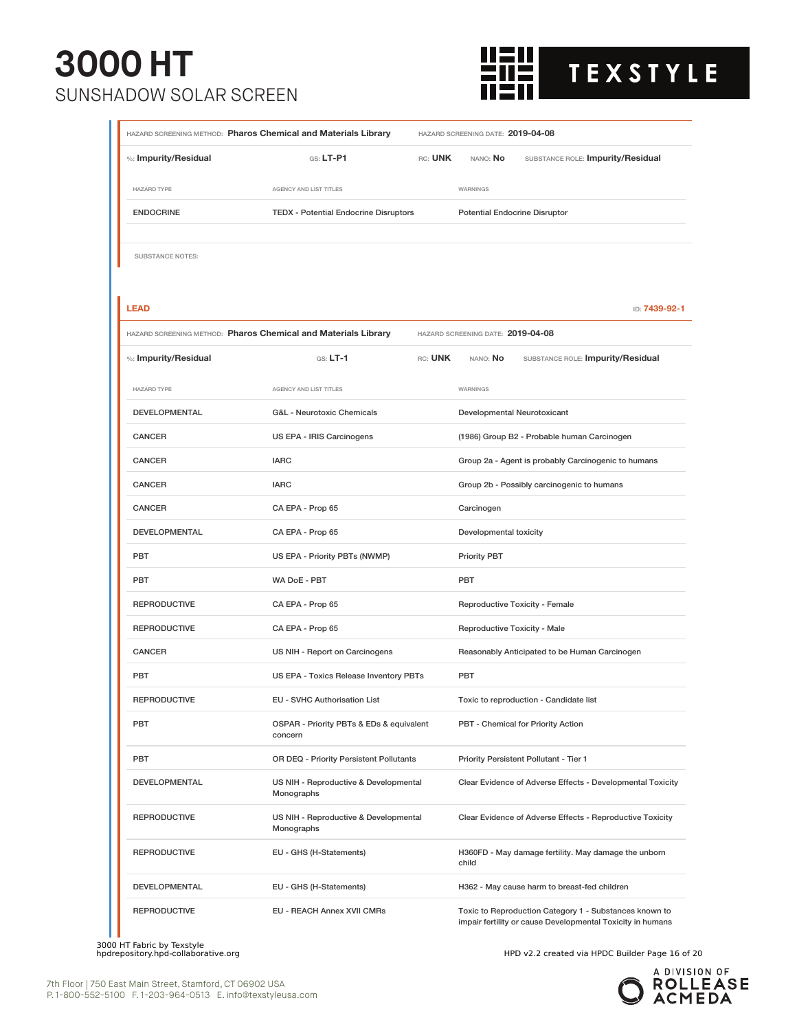# 3000 HT

SUNSHADOW SOLAR SCREEN

HAZARD SCREENING METHOD: **Pharos Chemical and Materials Library** HAZARD SCREENING DATE: **2019-04-08**

%: **Impurity/Residual** GS: **LT-P1** RC: **UNK** NANO: **No** SUBSTANCE ROLE: **Impurity/Residual**

| HAZARD TYPE | AGENCY AND LIST TITLES | WARNINGS |
|---|---|---|
| ENDOCRINE | TEDX - Potential Endocrine Disruptors | Potential Endocrine Disruptor |

SUBSTANCE NOTES:

## LEAD

ID: 7439-92-1

HAZARD SCREENING METHOD: **Pharos Chemical and Materials Library** HAZARD SCREENING DATE: **2019-04-08**

%: **Impurity/Residual** GS: **LT-1** RC: **UNK** NANO: **No** SUBSTANCE ROLE: **Impurity/Residual**

| HAZARD TYPE | AGENCY AND LIST TITLES | WARNINGS |
|---|---|---|
| DEVELOPMENTAL | G&L - Neurotoxic Chemicals | Developmental Neurotoxicant |
| CANCER | US EPA - IRIS Carcinogens | (1986) Group B2 - Probable human Carcinogen |
| CANCER | IARC | Group 2a - Agent is probably Carcinogenic to humans |
| CANCER | IARC | Group 2b - Possibly carcinogenic to humans |
| CANCER | CA EPA - Prop 65 | Carcinogen |
| DEVELOPMENTAL | CA EPA - Prop 65 | Developmental toxicity |
| PBT | US EPA - Priority PBTs (NWMP) | Priority PBT |
| PBT | WA DoE - PBT | PBT |
| REPRODUCTIVE | CA EPA - Prop 65 | Reproductive Toxicity - Female |
| REPRODUCTIVE | CA EPA - Prop 65 | Reproductive Toxicity - Male |
| CANCER | US NIH - Report on Carcinogens | Reasonably Anticipated to be Human Carcinogen |
| PBT | US EPA - Toxics Release Inventory PBTs | PBT |
| REPRODUCTIVE | EU - SVHC Authorisation List | Toxic to reproduction - Candidate list |
| PBT | OSPAR - Priority PBTs & EDs & equivalent concern | PBT - Chemical for Priority Action |
| PBT | OR DEQ - Priority Persistent Pollutants | Priority Persistent Pollutant - Tier 1 |
| DEVELOPMENTAL | US NIH - Reproductive & Developmental Monographs | Clear Evidence of Adverse Effects - Developmental Toxicity |
| REPRODUCTIVE | US NIH - Reproductive & Developmental Monographs | Clear Evidence of Adverse Effects - Reproductive Toxicity |
| REPRODUCTIVE | EU - GHS (H-Statements) | H360FD - May damage fertility. May damage the unborn child |
| DEVELOPMENTAL | EU - GHS (H-Statements) | H362 - May cause harm to breast-fed children |
| REPRODUCTIVE | EU - REACH Annex XVII CMRs | Toxic to Reproduction Category 1 - Substances known to impair fertility or cause Developmental Toxicity in humans |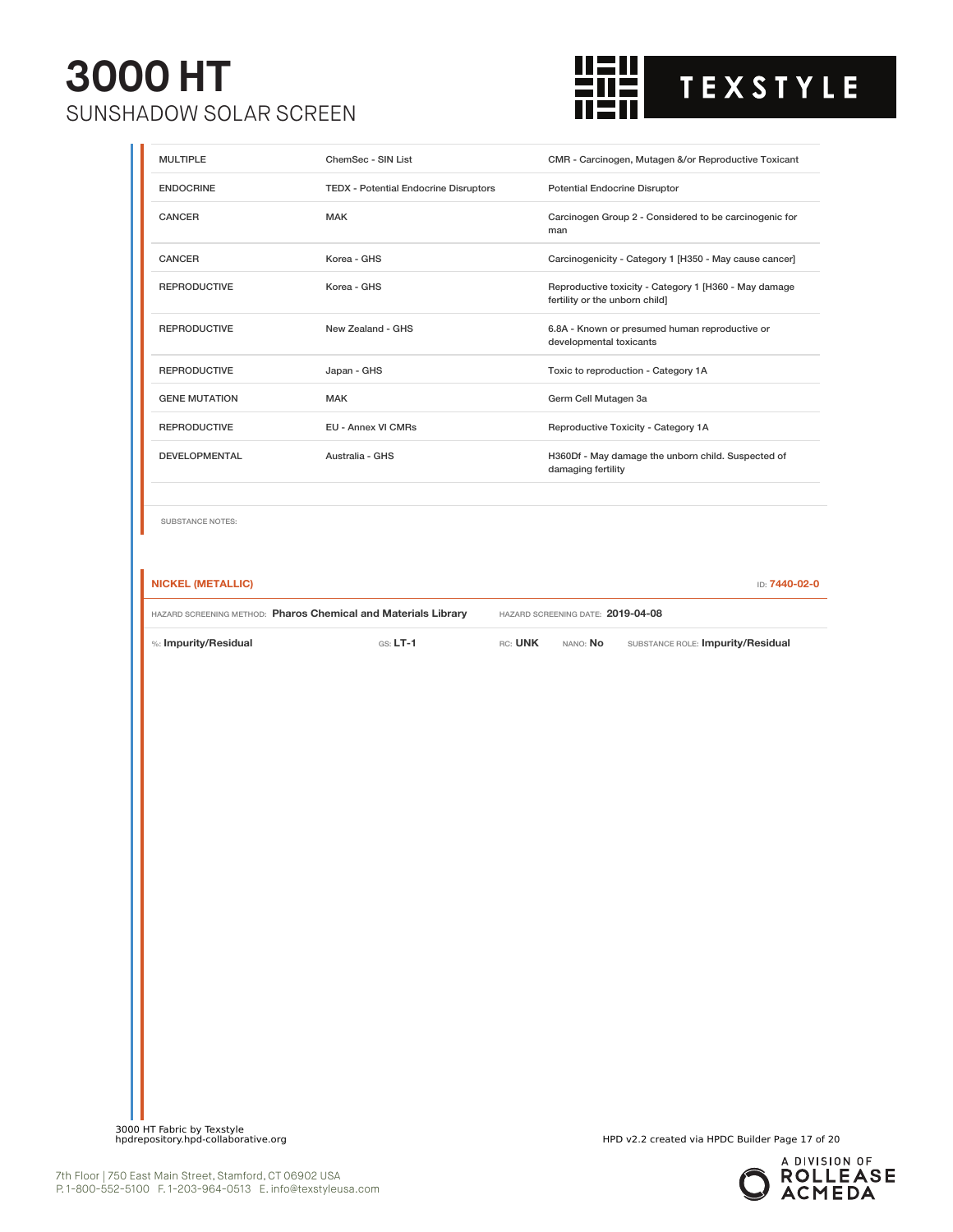| | | |
|---|---|---|
| MULTIPLE | ChemSec - SIN List | CMR - Carcinogen, Mutagen &/or Reproductive Toxicant |
| ENDOCRINE | TEDX - Potential Endocrine Disruptors | Potential Endocrine Disruptor |
| CANCER | MAK | Carcinogen Group 2 - Considered to be carcinogenic for man |
| CANCER | Korea - GHS | Carcinogenicity - Category 1 [H350 - May cause cancer] |
| REPRODUCTIVE | Korea - GHS | Reproductive toxicity - Category 1 [H360 - May damage fertility or the unborn child] |
| REPRODUCTIVE | New Zealand - GHS | 6.8A - Known or presumed human reproductive or developmental toxicants |
| REPRODUCTIVE | Japan - GHS | Toxic to reproduction - Category 1A |
| GENE MUTATION | MAK | Germ Cell Mutagen 3a |
| REPRODUCTIVE | EU - Annex VI CMRs | Reproductive Toxicity - Category 1A |
| DEVELOPMENTAL | Australia - GHS | H360Df - May damage the unborn child. Suspected of damaging fertility |

SUBSTANCE NOTES:

## NICKEL (METALLIC)

ID: 7440-02-0

HAZARD SCREENING METHOD: **Pharos Chemical and Materials Library** HAZARD SCREENING DATE: **2019-04-08**

%: **Impurity/Residual** GS: **LT-1** RC: **UNK** NANO: **No** SUBSTANCE ROLE: **Impurity/Residual**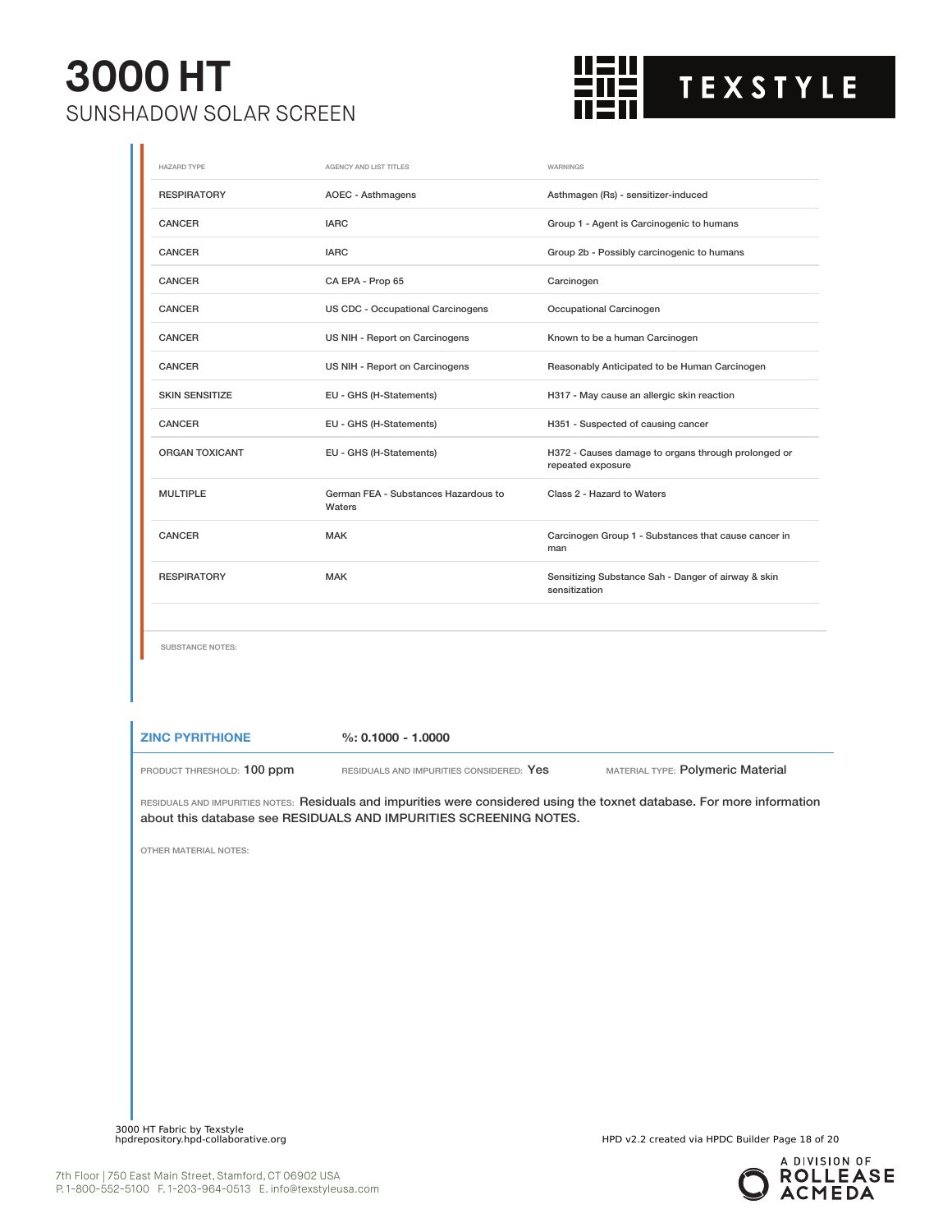| HAZARD TYPE | AGENCY AND LIST TITLES | WARNINGS |
|---|---|---|
| RESPIRATORY | AOEC - Asthmagens | Asthmagen (Rs) - sensitizer-induced |
| CANCER | IARC | Group 1 - Agent is Carcinogenic to humans |
| CANCER | IARC | Group 2b - Possibly carcinogenic to humans |
| CANCER | CA EPA - Prop 65 | Carcinogen |
| CANCER | US CDC - Occupational Carcinogens | Occupational Carcinogen |
| CANCER | US NIH - Report on Carcinogens | Known to be a human Carcinogen |
| CANCER | US NIH - Report on Carcinogens | Reasonably Anticipated to be Human Carcinogen |
| SKIN SENSITIZE | EU - GHS (H-Statements) | H317 - May cause an allergic skin reaction |
| CANCER | EU - GHS (H-Statements) | H351 - Suspected of causing cancer |
| ORGAN TOXICANT | EU - GHS (H-Statements) | H372 - Causes damage to organs through prolonged or repeated exposure |
| MULTIPLE | German FEA - Substances Hazardous to Waters | Class 2 - Hazard to Waters |
| CANCER | MAK | Carcinogen Group 1 - Substances that cause cancer in man |
| RESPIRATORY | MAK | Sensitizing Substance Sah - Danger of airway & skin sensitization |

SUBSTANCE NOTES:

**ZINC PYRITHIONE** %: 0.1000 - 1.0000

PRODUCT THRESHOLD: 100 ppm RESIDUALS AND IMPURITIES CONSIDERED: Yes MATERIAL TYPE: Polymeric Material

RESIDUALS AND IMPURITIES NOTES: Residuals and impurities were considered using the toxnet database. For more information about this database see RESIDUALS AND IMPURITIES SCREENING NOTES.

OTHER MATERIAL NOTES: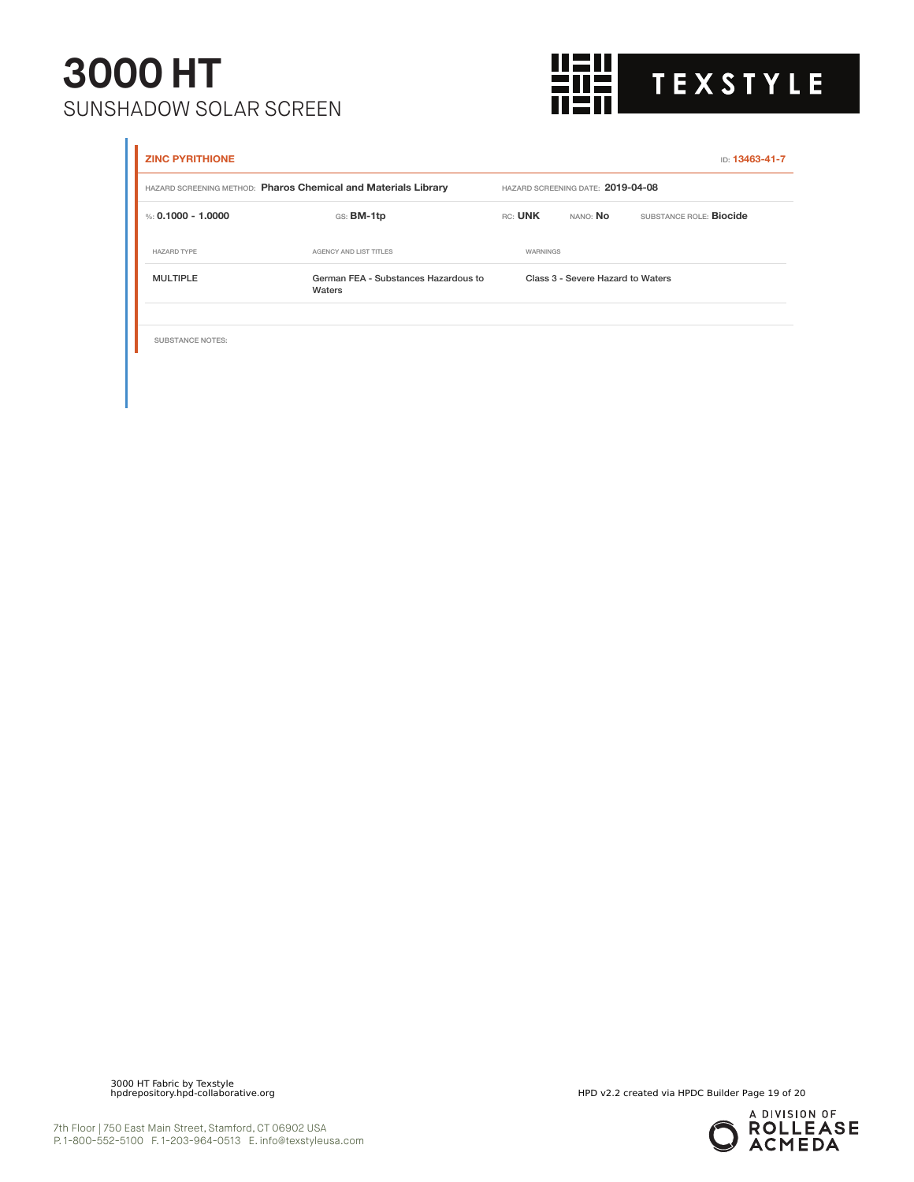**ZINC PYRITHIONE** ID: **13463-41-7**

HAZARD SCREENING METHOD: **Pharos Chemical and Materials Library** HAZARD SCREENING DATE: **2019-04-08**

%: **0.1000 - 1.0000** GS: **BM-1tp** RC: **UNK** NANO: **No** SUBSTANCE ROLE: **Biocide**

| HAZARD TYPE | AGENCY AND LIST TITLES | WARNINGS |
| --- | --- | --- |
| MULTIPLE | German FEA - Substances Hazardous to Waters | Class 3 - Severe Hazard to Waters |

SUBSTANCE NOTES: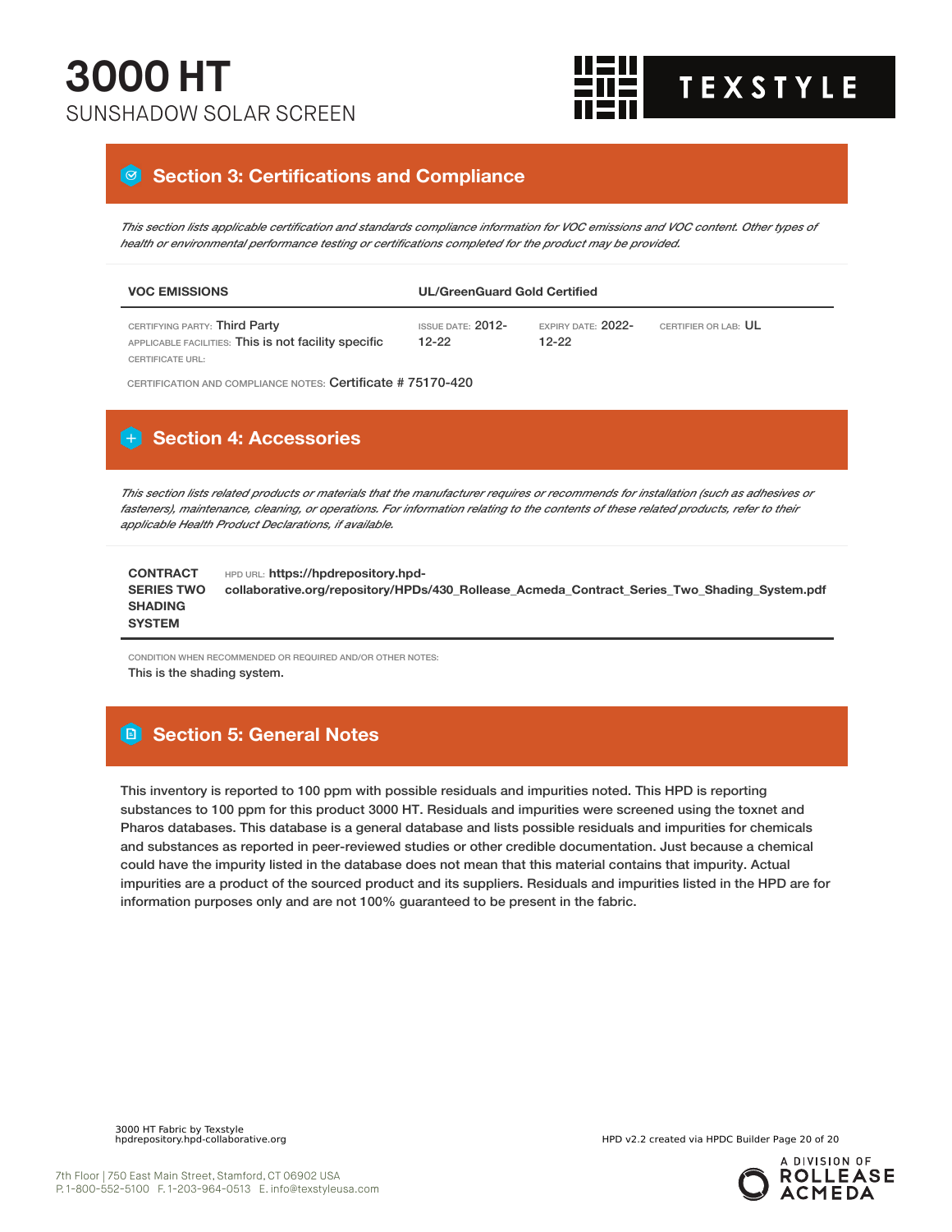# 3000 HT

SUNSHADOW SOLAR SCREEN

## Section 3: Certifications and Compliance

*This section lists applicable certification and standards compliance information for VOC emissions and VOC content. Other types of health or environmental performance testing or certifications completed for the product may be provided.*

| VOC EMISSIONS | UL/GreenGuard Gold Certified | | |
|---|---|---|---|
| CERTIFYING PARTY: Third Party<br>APPLICABLE FACILITIES: This is not facility specific<br>CERTIFICATE URL: | ISSUE DATE: 2012-12-22 | EXPIRY DATE: 2022-12-22 | CERTIFIER OR LAB: UL |

CERTIFICATION AND COMPLIANCE NOTES: Certificate # 75170-420

## Section 4: Accessories

*This section lists related products or materials that the manufacturer requires or recommends for installation (such as adhesives or fasteners), maintenance, cleaning, or operations. For information relating to the contents of these related products, refer to their applicable Health Product Declarations, if available.*

| CONTRACT SERIES TWO SHADING SYSTEM | HPD URL: https://hpdrepository.hpd-collaborative.org/repository/HPDs/430_Rollease_Acmeda_Contract_Series_Two_Shading_System.pdf |
|---|---|

CONDITION WHEN RECOMMENDED OR REQUIRED AND/OR OTHER NOTES:
This is the shading system.

## Section 5: General Notes

This inventory is reported to 100 ppm with possible residuals and impurities noted. This HPD is reporting substances to 100 ppm for this product 3000 HT. Residuals and impurities were screened using the toxnet and Pharos databases. This database is a general database and lists possible residuals and impurities for chemicals and substances as reported in peer-reviewed studies or other credible documentation. Just because a chemical could have the impurity listed in the database does not mean that this material contains that impurity. Actual impurities are a product of the sourced product and its suppliers. Residuals and impurities listed in the HPD are for information purposes only and are not 100% guaranteed to be present in the fabric.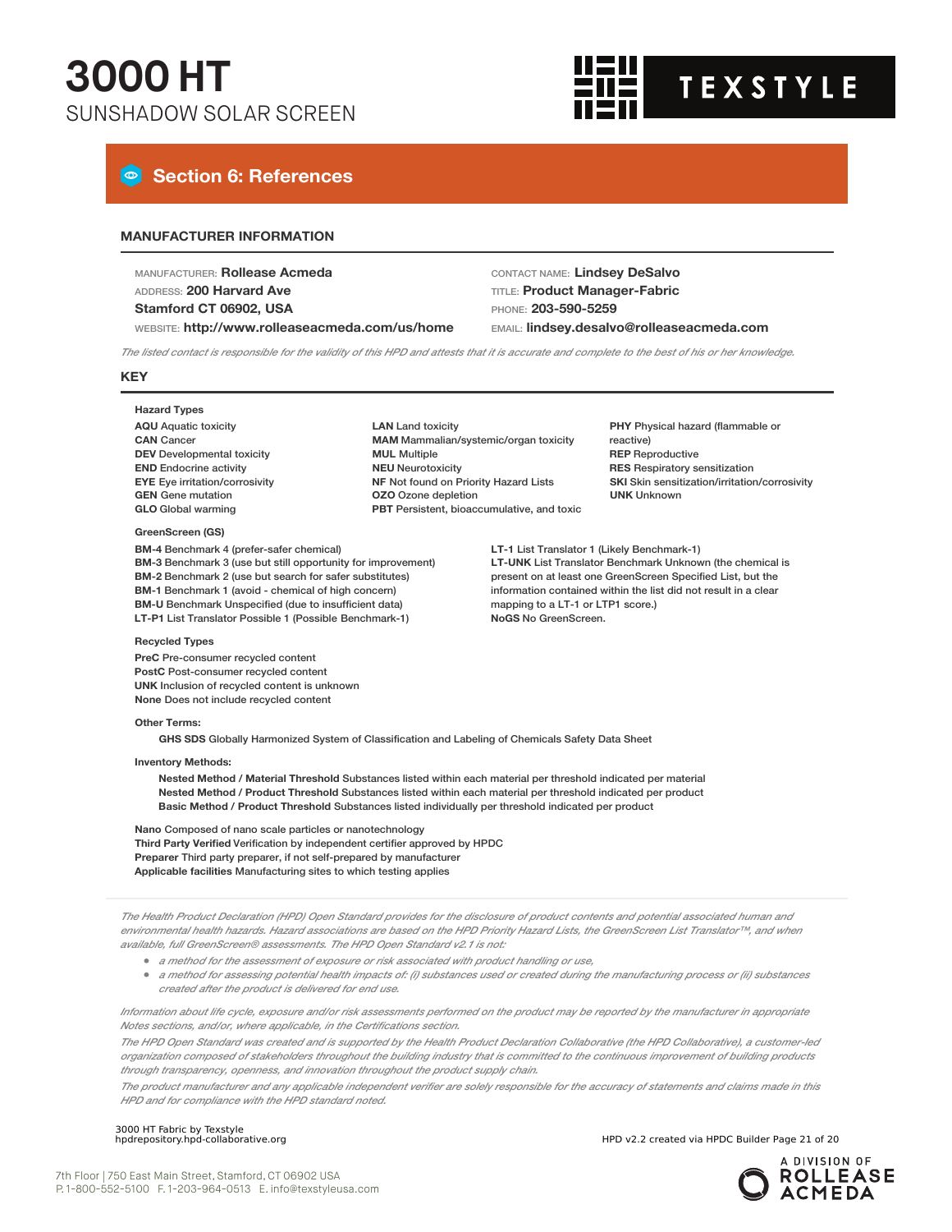# 3000 HT

SUNSHADOW SOLAR SCREEN

TEXSTYLE

## Section 6: References

### MANUFACTURER INFORMATION

MANUFACTURER: **Rollease Acmeda**
ADDRESS: **200 Harvard Ave**
**Stamford CT 06902, USA**
WEBSITE: **http://www.rolleaseacmeda.com/us/home**

CONTACT NAME: **Lindsey DeSalvo**
TITLE: **Product Manager-Fabric**
PHONE: **203-590-5259**
EMAIL: **lindsey.desalvo@rolleaseacmeda.com**

*The listed contact is responsible for the validity of this HPD and attests that it is accurate and complete to the best of his or her knowledge.*

### KEY

**Hazard Types**

**AQU** Aquatic toxicity
**CAN** Cancer
**DEV** Developmental toxicity
**END** Endocrine activity
**EYE** Eye irritation/corrosivity
**GEN** Gene mutation
**GLO** Global warming
**LAN** Land toxicity
**MAM** Mammalian/systemic/organ toxicity
**MUL** Multiple
**NEU** Neurotoxicity
**NF** Not found on Priority Hazard Lists
**OZO** Ozone depletion
**PBT** Persistent, bioaccumulative, and toxic
**PHY** Physical hazard (flammable or reactive)
**REP** Reproductive
**RES** Respiratory sensitization
**SKI** Skin sensitization/irritation/corrosivity
**UNK** Unknown

**GreenScreen (GS)**

**BM-4** Benchmark 4 (prefer-safer chemical)
**BM-3** Benchmark 3 (use but still opportunity for improvement)
**BM-2** Benchmark 2 (use but search for safer substitutes)
**BM-1** Benchmark 1 (avoid - chemical of high concern)
**BM-U** Benchmark Unspecified (due to insufficient data)
**LT-P1** List Translator Possible 1 (Possible Benchmark-1)
**LT-1** List Translator 1 (Likely Benchmark-1)
**LT-UNK** List Translator Benchmark Unknown (the chemical is present on at least one GreenScreen Specified List, but the information contained within the list did not result in a clear mapping to a LT-1 or LTP1 score.)
**NoGS** No GreenScreen.

**Recycled Types**

**PreC** Pre-consumer recycled content
**PostC** Post-consumer recycled content
**UNK** Inclusion of recycled content is unknown
**None** Does not include recycled content

**Other Terms:**

**GHS SDS** Globally Harmonized System of Classification and Labeling of Chemicals Safety Data Sheet

**Inventory Methods:**

**Nested Method / Material Threshold** Substances listed within each material per threshold indicated per material
**Nested Method / Product Threshold** Substances listed within each material per threshold indicated per product
**Basic Method / Product Threshold** Substances listed individually per threshold indicated per product

**Nano** Composed of nano scale particles or nanotechnology
**Third Party Verified** Verification by independent certifier approved by HPDC
**Preparer** Third party preparer, if not self-prepared by manufacturer
**Applicable facilities** Manufacturing sites to which testing applies

*The Health Product Declaration (HPD) Open Standard provides for the disclosure of product contents and potential associated human and environmental health hazards. Hazard associations are based on the HPD Priority Hazard Lists, the GreenScreen List Translator™, and when available, full GreenScreen® assessments. The HPD Open Standard v2.1 is not:*

- *a method for the assessment of exposure or risk associated with product handling or use,*
- *a method for assessing potential health impacts of: (i) substances used or created during the manufacturing process or (ii) substances created after the product is delivered for end use.*

*Information about life cycle, exposure and/or risk assessments performed on the product may be reported by the manufacturer in appropriate Notes sections, and/or, where applicable, in the Certifications section.*

*The HPD Open Standard was created and is supported by the Health Product Declaration Collaborative (the HPD Collaborative), a customer-led organization composed of stakeholders throughout the building industry that is committed to the continuous improvement of building products through transparency, openness, and innovation throughout the product supply chain.*

*The product manufacturer and any applicable independent verifier are solely responsible for the accuracy of statements and claims made in this HPD and for compliance with the HPD standard noted.*

7th Floor | 750 East Main Street, Stamford, CT 06902 USA
P. 1-800-552-5100 F. 1-203-964-0513 E. info@texstyleusa.com

A DIVISION OF ROLLEASE ACMEDA